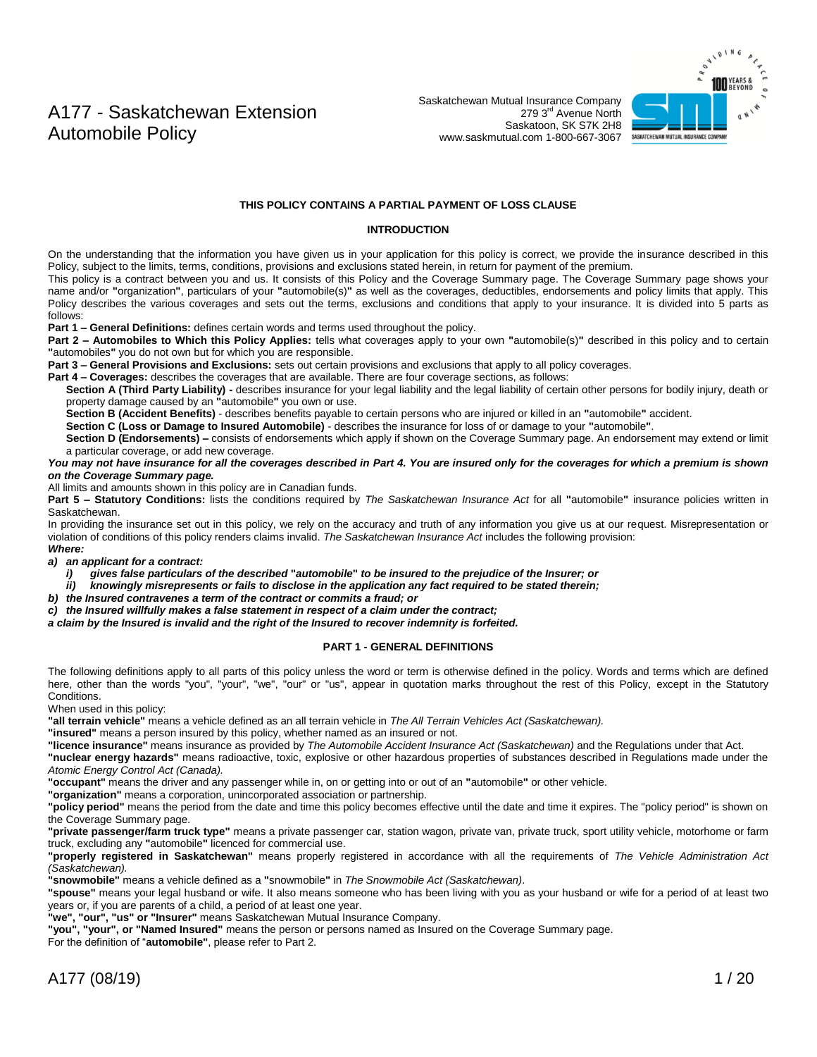# A177 - Saskatchewan Extension Automobile Policy

Saskatchewan Mutual Insurance Company
279 3rd Avenue North
Saskatoon, SK S7K 2H8
www.saskmutual.com 1-800-667-3067

**THIS POLICY CONTAINS A PARTIAL PAYMENT OF LOSS CLAUSE**

## INTRODUCTION

On the understanding that the information you have given us in your application for this policy is correct, we provide the insurance described in this Policy, subject to the limits, terms, conditions, provisions and exclusions stated herein, in return for payment of the premium.

This policy is a contract between you and us. It consists of this Policy and the Coverage Summary page. The Coverage Summary page shows your name and/or **"organization"**, particulars of your **"automobile(s)"** as well as the coverages, deductibles, endorsements and policy limits that apply. This Policy describes the various coverages and sets out the terms, exclusions and conditions that apply to your insurance. It is divided into 5 parts as follows:

**Part 1 – General Definitions:** defines certain words and terms used throughout the policy.

**Part 2 – Automobiles to Which this Policy Applies:** tells what coverages apply to your own **"automobile(s)"** described in this policy and to certain **"automobiles"** you do not own but for which you are responsible.

**Part 3 – General Provisions and Exclusions:** sets out certain provisions and exclusions that apply to all policy coverages.

**Part 4 – Coverages:** describes the coverages that are available. There are four coverage sections, as follows:

**Section A (Third Party Liability) -** describes insurance for your legal liability and the legal liability of certain other persons for bodily injury, death or property damage caused by an **"automobile"** you own or use.

**Section B (Accident Benefits)** - describes benefits payable to certain persons who are injured or killed in an **"automobile"** accident.

**Section C (Loss or Damage to Insured Automobile)** - describes the insurance for loss of or damage to your **"automobile"**.

**Section D (Endorsements) –** consists of endorsements which apply if shown on the Coverage Summary page. An endorsement may extend or limit a particular coverage, or add new coverage.

***You may not have insurance for all the coverages described in Part 4. You are insured only for the coverages for which a premium is shown on the Coverage Summary page.***

All limits and amounts shown in this policy are in Canadian funds.

**Part 5 – Statutory Conditions:** lists the conditions required by *The Saskatchewan Insurance Act* for all **"automobile"** insurance policies written in Saskatchewan.

In providing the insurance set out in this policy, we rely on the accuracy and truth of any information you give us at our request. Misrepresentation or violation of conditions of this policy renders claims invalid. *The Saskatchewan Insurance Act* includes the following provision:

***Where:***

***a) an applicant for a contract:***

***i) gives false particulars of the described "automobile" to be insured to the prejudice of the Insurer; or***

***ii) knowingly misrepresents or fails to disclose in the application any fact required to be stated therein;***

***b) the Insured contravenes a term of the contract or commits a fraud; or***

***c) the Insured willfully makes a false statement in respect of a claim under the contract;***

***a claim by the Insured is invalid and the right of the Insured to recover indemnity is forfeited.***

## PART 1 - GENERAL DEFINITIONS

The following definitions apply to all parts of this policy unless the word or term is otherwise defined in the policy. Words and terms which are defined here, other than the words "you", "your", "we", "our" or "us", appear in quotation marks throughout the rest of this Policy, except in the Statutory Conditions.

When used in this policy:

**"all terrain vehicle"** means a vehicle defined as an all terrain vehicle in *The All Terrain Vehicles Act (Saskatchewan).*

**"insured"** means a person insured by this policy, whether named as an insured or not.

**"licence insurance"** means insurance as provided by *The Automobile Accident Insurance Act (Saskatchewan)* and the Regulations under that Act.

**"nuclear energy hazards"** means radioactive, toxic, explosive or other hazardous properties of substances described in Regulations made under the *Atomic Energy Control Act (Canada).*

**"occupant"** means the driver and any passenger while in, on or getting into or out of an **"automobile"** or other vehicle.

**"organization"** means a corporation, unincorporated association or partnership.

**"policy period"** means the period from the date and time this policy becomes effective until the date and time it expires. The "policy period" is shown on the Coverage Summary page.

**"private passenger/farm truck type"** means a private passenger car, station wagon, private van, private truck, sport utility vehicle, motorhome or farm truck, excluding any **"automobile"** licenced for commercial use.

**"properly registered in Saskatchewan"** means properly registered in accordance with all the requirements of *The Vehicle Administration Act (Saskatchewan).*

**"snowmobile"** means a vehicle defined as a **"snowmobile"** in *The Snowmobile Act (Saskatchewan)*.

**"spouse"** means your legal husband or wife. It also means someone who has been living with you as your husband or wife for a period of at least two years or, if you are parents of a child, a period of at least one year.

**"we", "our", "us" or "Insurer"** means Saskatchewan Mutual Insurance Company.

**"you", "your", or "Named Insured"** means the person or persons named as Insured on the Coverage Summary page.

For the definition of "**automobile"**, please refer to Part 2.

A177 (08/19)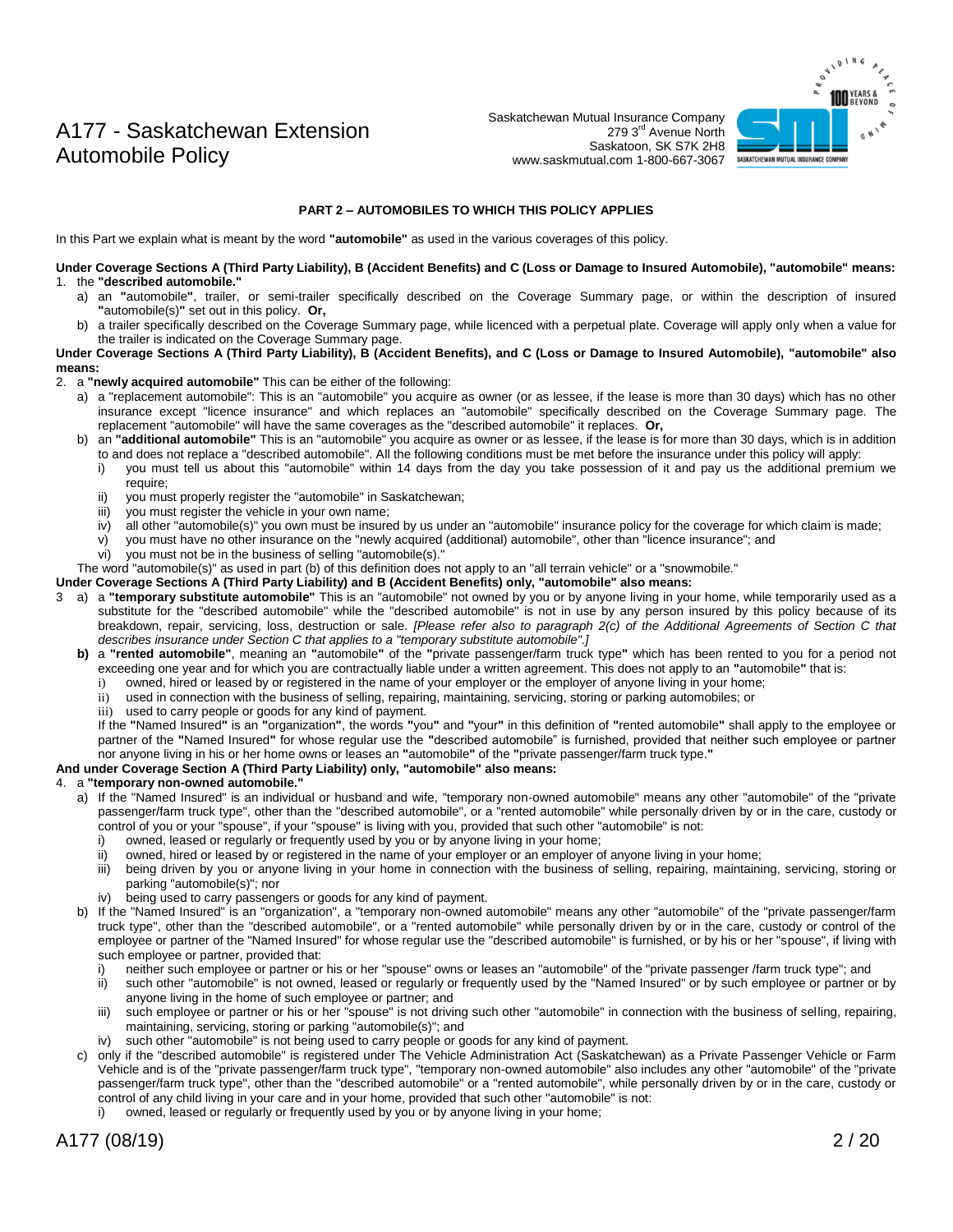## PART 2 – AUTOMOBILES TO WHICH THIS POLICY APPLIES

In this Part we explain what is meant by the word **"automobile"** as used in the various coverages of this policy.

**Under Coverage Sections A (Third Party Liability), B (Accident Benefits) and C (Loss or Damage to Insured Automobile), "automobile" means:**

1. the **"described automobile."**
   a) an **"**automobile**"**, trailer, or semi-trailer specifically described on the Coverage Summary page, or within the description of insured **"**automobile(s)**"** set out in this policy. **Or,**
   b) a trailer specifically described on the Coverage Summary page, while licenced with a perpetual plate. Coverage will apply only when a value for the trailer is indicated on the Coverage Summary page.

**Under Coverage Sections A (Third Party Liability), B (Accident Benefits), and C (Loss or Damage to Insured Automobile), "automobile" also means:**

2. a **"newly acquired automobile"** This can be either of the following:
   a) a "replacement automobile": This is an "automobile" you acquire as owner (or as lessee, if the lease is more than 30 days) which has no other insurance except "licence insurance" and which replaces an "automobile" specifically described on the Coverage Summary page. The replacement "automobile" will have the same coverages as the "described automobile" it replaces. **Or,**
   b) an **"additional automobile"** This is an "automobile" you acquire as owner or as lessee, if the lease is for more than 30 days, which is in addition to and does not replace a "described automobile". All the following conditions must be met before the insurance under this policy will apply:
      i) you must tell us about this "automobile" within 14 days from the day you take possession of it and pay us the additional premium we require;
      ii) you must properly register the "automobile" in Saskatchewan;
      iii) you must register the vehicle in your own name;
      iv) all other "automobile(s)" you own must be insured by us under an "automobile" insurance policy for the coverage for which claim is made;
      v) you must have no other insurance on the "newly acquired (additional) automobile", other than "licence insurance"; and
      vi) you must not be in the business of selling "automobile(s)."

   The word "automobile(s)" as used in part (b) of this definition does not apply to an "all terrain vehicle" or a "snowmobile."

**Under Coverage Sections A (Third Party Liability) and B (Accident Benefits) only, "automobile" also means:**

3. a) a **"temporary substitute automobile"** This is an "automobile" not owned by you or by anyone living in your home, while temporarily used as a substitute for the "described automobile" while the "described automobile" is not in use by any person insured by this policy because of its breakdown, repair, servicing, loss, destruction or sale. *[Please refer also to paragraph 2(c) of the Additional Agreements of Section C that describes insurance under Section C that applies to a "temporary substitute automobile".]*
   **b)** a **"rented automobile"**, meaning an **"**automobile**"** of the **"**private passenger/farm truck type**"** which has been rented to you for a period not exceeding one year and for which you are contractually liable under a written agreement. This does not apply to an **"**automobile**"** that is:
      i) owned, hired or leased by or registered in the name of your employer or the employer of anyone living in your home;
      ii) used in connection with the business of selling, repairing, maintaining, servicing, storing or parking automobiles; or
      iii) used to carry people or goods for any kind of payment.

   If the **"**Named Insured**"** is an **"**organization**"**, the words **"**you**"** and **"**your**"** in this definition of **"**rented automobile**"** shall apply to the employee or partner of the **"**Named Insured**"** for whose regular use the **"**described automobile" is furnished, provided that neither such employee or partner nor anyone living in his or her home owns or leases an **"**automobile**"** of the **"**private passenger/farm truck type.**"**

**And under Coverage Section A (Third Party Liability) only, "automobile" also means:**

4. a **"temporary non-owned automobile."**
   a) If the "Named Insured" is an individual or husband and wife, "temporary non-owned automobile" means any other "automobile" of the "private passenger/farm truck type", other than the "described automobile", or a "rented automobile" while personally driven by or in the care, custody or control of you or your "spouse", if your "spouse" is living with you, provided that such other "automobile" is not:
      i) owned, leased or regularly or frequently used by you or by anyone living in your home;
      ii) owned, hired or leased by or registered in the name of your employer or an employer of anyone living in your home;
      iii) being driven by you or anyone living in your home in connection with the business of selling, repairing, maintaining, servicing, storing or parking "automobile(s)"; nor
      iv) being used to carry passengers or goods for any kind of payment.
   b) If the "Named Insured" is an "organization", a "temporary non-owned automobile" means any other "automobile" of the "private passenger/farm truck type", other than the "described automobile", or a "rented automobile" while personally driven by or in the care, custody or control of the employee or partner of the "Named Insured" for whose regular use the "described automobile" is furnished, or by his or her "spouse", if living with such employee or partner, provided that:
      i) neither such employee or partner or his or her "spouse" owns or leases an "automobile" of the "private passenger /farm truck type"; and
      ii) such other "automobile" is not owned, leased or regularly or frequently used by the "Named Insured" or by such employee or partner or by anyone living in the home of such employee or partner; and
      iii) such employee or partner or his or her "spouse" is not driving such other "automobile" in connection with the business of selling, repairing, maintaining, servicing, storing or parking "automobile(s)"; and
      iv) such other "automobile" is not being used to carry people or goods for any kind of payment.
   c) only if the "described automobile" is registered under The Vehicle Administration Act (Saskatchewan) as a Private Passenger Vehicle or Farm Vehicle and is of the "private passenger/farm truck type", "temporary non-owned automobile" also includes any other "automobile" of the "private passenger/farm truck type", other than the "described automobile" or a "rented automobile", while personally driven by or in the care, custody or control of any child living in your care and in your home, provided that such other "automobile" is not:
      i) owned, leased or regularly or frequently used by you or by anyone living in your home;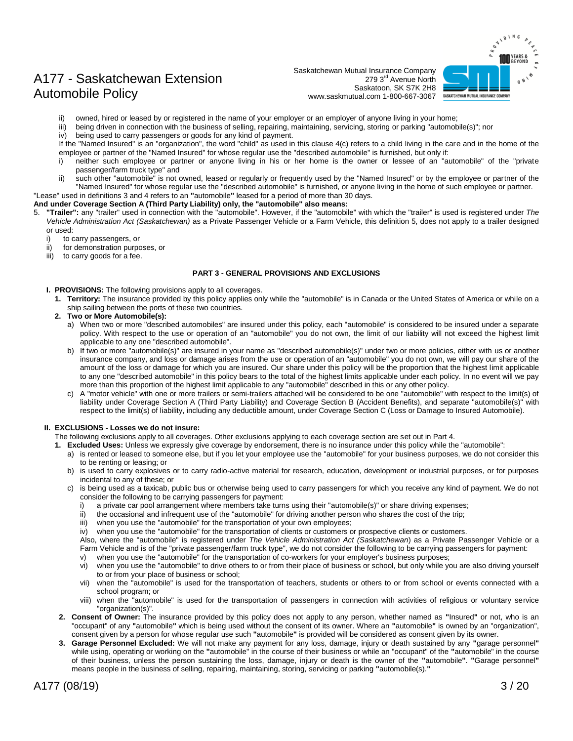ii) owned, hired or leased by or registered in the name of your employer or an employer of anyone living in your home;
iii) being driven in connection with the business of selling, repairing, maintaining, servicing, storing or parking "automobile(s)"; nor
iv) being used to carry passengers or goods for any kind of payment.

If the "Named Insured" is an "organization", the word "child" as used in this clause 4(c) refers to a child living in the care and in the home of the employee or partner of the "Named Insured" for whose regular use the "described automobile" is furnished, but only if:

i) neither such employee or partner or anyone living in his or her home is the owner or lessee of an "automobile" of the "private passenger/farm truck type" and
ii) such other "automobile" is not owned, leased or regularly or frequently used by the "Named Insured" or by the employee or partner of the "Named Insured" for whose regular use the "described automobile" is furnished, or anyone living in the home of such employee or partner.

"Lease" used in definitions 3 and 4 refers to an **"**automobile**"** leased for a period of more than 30 days.

**And under Coverage Section A (Third Party Liability) only, the "automobile" also means:**

5. **"Trailer":** any "trailer" used in connection with the "automobile". However, if the "automobile" with which the "trailer" is used is registered under *The Vehicle Administration Act (Saskatchewan)* as a Private Passenger Vehicle or a Farm Vehicle, this definition 5, does not apply to a trailer designed or used:
   i) to carry passengers, or
   ii) for demonstration purposes, or
   iii) to carry goods for a fee.

## PART 3 - GENERAL PROVISIONS AND EXCLUSIONS

**I. PROVISIONS:** The following provisions apply to all coverages.

1. **Territory:** The insurance provided by this policy applies only while the "automobile" is in Canada or the United States of America or while on a ship sailing between the ports of these two countries.
2. **Two or More Automobile(s):**
   a) When two or more "described automobiles" are insured under this policy, each "automobile" is considered to be insured under a separate policy. With respect to the use or operation of an "automobile" you do not own, the limit of our liability will not exceed the highest limit applicable to any one "described automobile".
   b) If two or more "automobile(s)" are insured in your name as "described automobile(s)" under two or more policies, either with us or another insurance company, and loss or damage arises from the use or operation of an "automobile" you do not own, we will pay our share of the amount of the loss or damage for which you are insured. Our share under this policy will be the proportion that the highest limit applicable to any one "described automobile" in this policy bears to the total of the highest limits applicable under each policy. In no event will we pay more than this proportion of the highest limit applicable to any "automobile" described in this or any other policy.
   c) A "motor vehicle" with one or more trailers or semi-trailers attached will be considered to be one "automobile" with respect to the limit(s) of liability under Coverage Section A (Third Party Liability) and Coverage Section B (Accident Benefits), and separate "automobile(s)" with respect to the limit(s) of liability, including any deductible amount, under Coverage Section C (Loss or Damage to Insured Automobile).

**II. EXCLUSIONS - Losses we do not insure:**

The following exclusions apply to all coverages. Other exclusions applying to each coverage section are set out in Part 4.

1. **Excluded Uses:** Unless we expressly give coverage by endorsement, there is no insurance under this policy while the "automobile":
   a) is rented or leased to someone else, but if you let your employee use the "automobile" for your business purposes, we do not consider this to be renting or leasing; or
   b) is used to carry explosives or to carry radio-active material for research, education, development or industrial purposes, or for purposes incidental to any of these; or
   c) is being used as a taxicab, public bus or otherwise being used to carry passengers for which you receive any kind of payment. We do not consider the following to be carrying passengers for payment:
      i) a private car pool arrangement where members take turns using their "automobile(s)" or share driving expenses;
      ii) the occasional and infrequent use of the "automobile" for driving another person who shares the cost of the trip;
      iii) when you use the "automobile" for the transportation of your own employees;
      iv) when you use the "automobile" for the transportation of clients or customers or prospective clients or customers.

      Also, where the "automobile" is registered under *The Vehicle Administration Act (Saskatchewan*) as a Private Passenger Vehicle or a Farm Vehicle and is of the "private passenger/farm truck type", we do not consider the following to be carrying passengers for payment:

      v) when you use the "automobile" for the transportation of co-workers for your employer's business purposes;
      vi) when you use the "automobile" to drive others to or from their place of business or school, but only while you are also driving yourself to or from your place of business or school;
      vii) when the "automobile" is used for the transportation of teachers, students or others to or from school or events connected with a school program; or
      viii) when the "automobile" is used for the transportation of passengers in connection with activities of religious or voluntary service "organization(s)".
2. **Consent of Owner:** The insurance provided by this policy does not apply to any person, whether named as **"**Insured**"** or not, who is an "occupant" of any **"**automobile**"** which is being used without the consent of its owner. Where an **"**automobile**"** is owned by an "organization", consent given by a person for whose regular use such **"**automobile**"** is provided will be considered as consent given by its owner.
3. **Garage Personnel Excluded:** We will not make any payment for any loss, damage, injury or death sustained by any **"**garage personnel**"** while using, operating or working on the **"**automobile**"** in the course of their business or while an "occupant" of the **"**automobile**"** in the course of their business, unless the person sustaining the loss, damage, injury or death is the owner of the **"**automobile**"**. **"**Garage personnel**"** means people in the business of selling, repairing, maintaining, storing, servicing or parking **"**automobile(s).**"**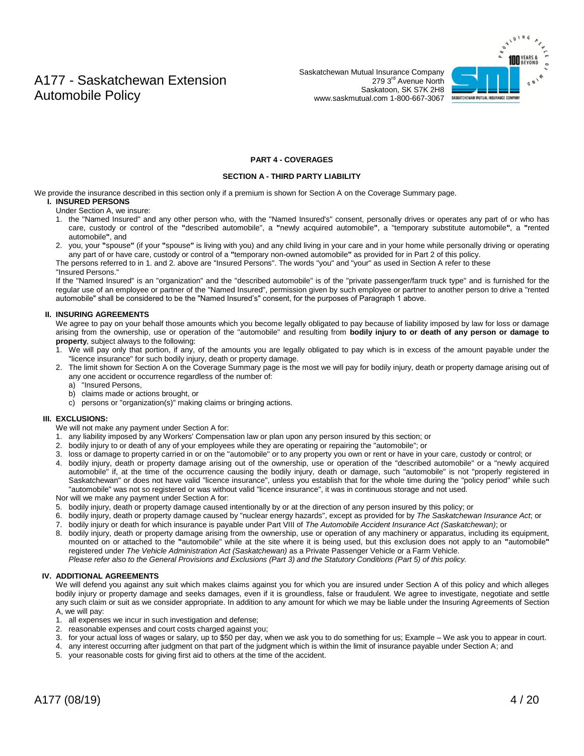## PART 4 - COVERAGES

### SECTION A - THIRD PARTY LIABILITY

We provide the insurance described in this section only if a premium is shown for Section A on the Coverage Summary page.

**I. INSURED PERSONS**

Under Section A, we insure:

1. the "Named Insured" and any other person who, with the "Named Insured's" consent, personally drives or operates any part of or who has care, custody or control of the "described automobile", a "newly acquired automobile", a "temporary substitute automobile", a "rented automobile", and
2. you, your "spouse" (if your "spouse" is living with you) and any child living in your care and in your home while personally driving or operating any part of or have care, custody or control of a "temporary non-owned automobile" as provided for in Part 2 of this policy.

The persons referred to in 1. and 2. above are "Insured Persons". The words "you" and "your" as used in Section A refer to these "Insured Persons."

If the "Named Insured" is an "organization" and the "described automobile" is of the "private passenger/farm truck type" and is furnished for the regular use of an employee or partner of the "Named Insured", permission given by such employee or partner to another person to drive a "rented automobile" shall be considered to be the "Named Insured's" consent, for the purposes of Paragraph 1 above.

**II. INSURING AGREEMENTS**

We agree to pay on your behalf those amounts which you become legally obligated to pay because of liability imposed by law for loss or damage arising from the ownership, use or operation of the "automobile" and resulting from **bodily injury to or death of any person or damage to property**, subject always to the following:

1. We will pay only that portion, if any, of the amounts you are legally obligated to pay which is in excess of the amount payable under the "licence insurance" for such bodily injury, death or property damage.
2. The limit shown for Section A on the Coverage Summary page is the most we will pay for bodily injury, death or property damage arising out of any one accident or occurrence regardless of the number of:
   a) "Insured Persons,
   b) claims made or actions brought, or
   c) persons or "organization(s)" making claims or bringing actions.

**III. EXCLUSIONS:**

We will not make any payment under Section A for:

1. any liability imposed by any Workers' Compensation law or plan upon any person insured by this section; or
2. bodily injury to or death of any of your employees while they are operating or repairing the "automobile"; or
3. loss or damage to property carried in or on the "automobile" or to any property you own or rent or have in your care, custody or control; or
4. bodily injury, death or property damage arising out of the ownership, use or operation of the "described automobile" or a "newly acquired automobile" if, at the time of the occurrence causing the bodily injury, death or damage, such "automobile" is not "properly registered in Saskatchewan" or does not have valid "licence insurance", unless you establish that for the whole time during the "policy period" while such "automobile" was not so registered or was without valid "licence insurance", it was in continuous storage and not used.

Nor will we make any payment under Section A for:

5. bodily injury, death or property damage caused intentionally by or at the direction of any person insured by this policy; or
6. bodily injury, death or property damage caused by "nuclear energy hazards", except as provided for by *The Saskatchewan Insurance Act*; or
7. bodily injury or death for which insurance is payable under Part VIII of *The Automobile Accident Insurance Act (Saskatchewan)*; or
8. bodily injury, death or property damage arising from the ownership, use or operation of any machinery or apparatus, including its equipment, mounted on or attached to the "automobile" while at the site where it is being used, but this exclusion does not apply to an "automobile" registered under *The Vehicle Administration Act (Saskatchewan)* as a Private Passenger Vehicle or a Farm Vehicle.

*Please refer also to the General Provisions and Exclusions (Part 3) and the Statutory Conditions (Part 5) of this policy.*

**IV. ADDITIONAL AGREEMENTS**

We will defend you against any suit which makes claims against you for which you are insured under Section A of this policy and which alleges bodily injury or property damage and seeks damages, even if it is groundless, false or fraudulent. We agree to investigate, negotiate and settle any such claim or suit as we consider appropriate. In addition to any amount for which we may be liable under the Insuring Agreements of Section A, we will pay:

1. all expenses we incur in such investigation and defense;
2. reasonable expenses and court costs charged against you;
3. for your actual loss of wages or salary, up to $50 per day, when we ask you to do something for us; Example – We ask you to appear in court.
4. any interest occurring after judgment on that part of the judgment which is within the limit of insurance payable under Section A; and
5. your reasonable costs for giving first aid to others at the time of the accident.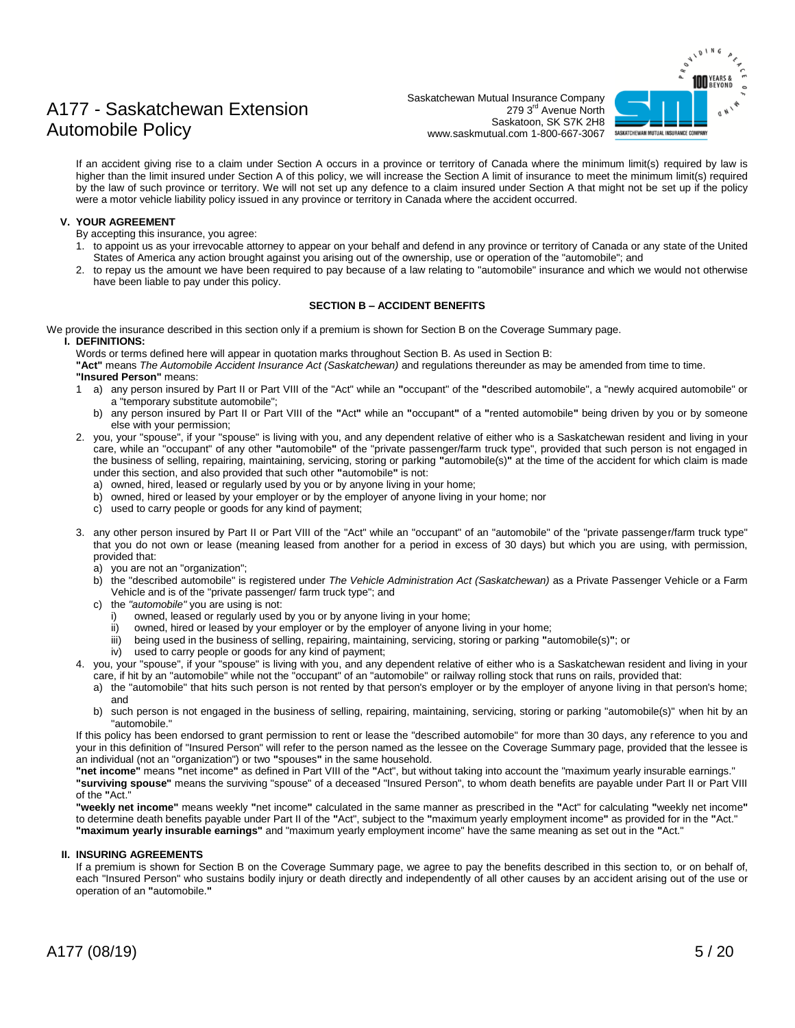If an accident giving rise to a claim under Section A occurs in a province or territory of Canada where the minimum limit(s) required by law is higher than the limit insured under Section A of this policy, we will increase the Section A limit of insurance to meet the minimum limit(s) required by the law of such province or territory. We will not set up any defence to a claim insured under Section A that might not be set up if the policy were a motor vehicle liability policy issued in any province or territory in Canada where the accident occurred.

### V. YOUR AGREEMENT

By accepting this insurance, you agree:

1. to appoint us as your irrevocable attorney to appear on your behalf and defend in any province or territory of Canada or any state of the United States of America any action brought against you arising out of the ownership, use or operation of the "automobile"; and
2. to repay us the amount we have been required to pay because of a law relating to "automobile" insurance and which we would not otherwise have been liable to pay under this policy.

## SECTION B – ACCIDENT BENEFITS

We provide the insurance described in this section only if a premium is shown for Section B on the Coverage Summary page.

### I. DEFINITIONS:

Words or terms defined here will appear in quotation marks throughout Section B. As used in Section B:

**"Act"** means *The Automobile Accident Insurance Act (Saskatchewan)* and regulations thereunder as may be amended from time to time.

**"Insured Person"** means:

1. a) any person insured by Part II or Part VIII of the "Act" while an "occupant" of the "described automobile", a "newly acquired automobile" or a "temporary substitute automobile";
   b) any person insured by Part II or Part VIII of the "Act" while an "occupant" of a "rented automobile" being driven by you or by someone else with your permission;
2. you, your "spouse", if your "spouse" is living with you, and any dependent relative of either who is a Saskatchewan resident and living in your care, while an "occupant" of any other "automobile" of the "private passenger/farm truck type", provided that such person is not engaged in the business of selling, repairing, maintaining, servicing, storing or parking "automobile(s)" at the time of the accident for which claim is made under this section, and also provided that such other "automobile" is not:
   a) owned, hired, leased or regularly used by you or by anyone living in your home;
   b) owned, hired or leased by your employer or by the employer of anyone living in your home; nor
   c) used to carry people or goods for any kind of payment;
3. any other person insured by Part II or Part VIII of the "Act" while an "occupant" of an "automobile" of the "private passenger/farm truck type" that you do not own or lease (meaning leased from another for a period in excess of 30 days) but which you are using, with permission, provided that:
   a) you are not an "organization";
   b) the "described automobile" is registered under *The Vehicle Administration Act (Saskatchewan)* as a Private Passenger Vehicle or a Farm Vehicle and is of the "private passenger/ farm truck type"; and
   c) the *"automobile"* you are using is not:
      i) owned, leased or regularly used by you or by anyone living in your home;
      ii) owned, hired or leased by your employer or by the employer of anyone living in your home;
      iii) being used in the business of selling, repairing, maintaining, servicing, storing or parking "automobile(s)"; or
      iv) used to carry people or goods for any kind of payment;
4. you, your "spouse", if your "spouse" is living with you, and any dependent relative of either who is a Saskatchewan resident and living in your care, if hit by an "automobile" while not the "occupant" of an "automobile" or railway rolling stock that runs on rails, provided that:
   a) the "automobile" that hits such person is not rented by that person's employer or by the employer of anyone living in that person's home; and
   b) such person is not engaged in the business of selling, repairing, maintaining, servicing, storing or parking "automobile(s)" when hit by an "automobile."

If this policy has been endorsed to grant permission to rent or lease the "described automobile" for more than 30 days, any reference to you and your in this definition of "Insured Person" will refer to the person named as the lessee on the Coverage Summary page, provided that the lessee is an individual (not an "organization") or two "spouses" in the same household.

**"net income"** means "net income" as defined in Part VIII of the "Act", but without taking into account the "maximum yearly insurable earnings."

**"surviving spouse"** means the surviving "spouse" of a deceased "Insured Person", to whom death benefits are payable under Part II or Part VIII of the "Act."

**"weekly net income"** means weekly "net income" calculated in the same manner as prescribed in the "Act" for calculating "weekly net income" to determine death benefits payable under Part II of the "Act", subject to the "maximum yearly employment income" as provided for in the "Act."

**"maximum yearly insurable earnings"** and "maximum yearly employment income" have the same meaning as set out in the "Act."

### II. INSURING AGREEMENTS

If a premium is shown for Section B on the Coverage Summary page, we agree to pay the benefits described in this section to, or on behalf of, each "Insured Person" who sustains bodily injury or death directly and independently of all other causes by an accident arising out of the use or operation of an "automobile."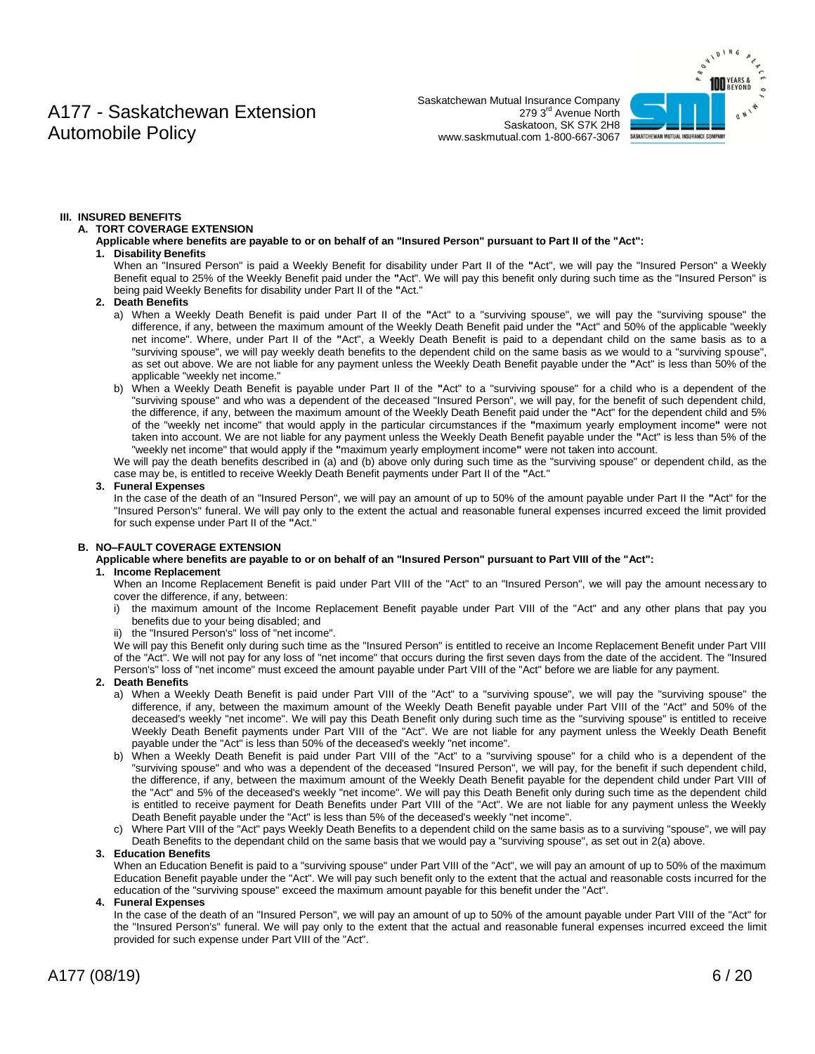### III. INSURED BENEFITS

#### A. TORT COVERAGE EXTENSION

**Applicable where benefits are payable to or on behalf of an "Insured Person" pursuant to Part II of the "Act":**

**1. Disability Benefits**

When an "Insured Person" is paid a Weekly Benefit for disability under Part II of the **"**Act", we will pay the "Insured Person" a Weekly Benefit equal to 25% of the Weekly Benefit paid under the **"**Act". We will pay this benefit only during such time as the "Insured Person" is being paid Weekly Benefits for disability under Part II of the **"**Act."

**2. Death Benefits**

a) When a Weekly Death Benefit is paid under Part II of the **"**Act" to a "surviving spouse", we will pay the "surviving spouse" the difference, if any, between the maximum amount of the Weekly Death Benefit paid under the **"**Act" and 50% of the applicable "weekly net income". Where, under Part II of the **"**Act", a Weekly Death Benefit is paid to a dependant child on the same basis as to a "surviving spouse", we will pay weekly death benefits to the dependent child on the same basis as we would to a "surviving spouse", as set out above. We are not liable for any payment unless the Weekly Death Benefit payable under the **"**Act" is less than 50% of the applicable "weekly net income."

b) When a Weekly Death Benefit is payable under Part II of the **"**Act" to a "surviving spouse" for a child who is a dependent of the "surviving spouse" and who was a dependent of the deceased "Insured Person", we will pay, for the benefit of such dependent child, the difference, if any, between the maximum amount of the Weekly Death Benefit paid under the **"**Act" for the dependent child and 5% of the "weekly net income" that would apply in the particular circumstances if the **"**maximum yearly employment income**"** were not taken into account. We are not liable for any payment unless the Weekly Death Benefit payable under the **"**Act" is less than 5% of the "weekly net income" that would apply if the **"**maximum yearly employment income**"** were not taken into account.

We will pay the death benefits described in (a) and (b) above only during such time as the "surviving spouse" or dependent child, as the case may be, is entitled to receive Weekly Death Benefit payments under Part II of the **"**Act."

**3. Funeral Expenses**

In the case of the death of an "Insured Person", we will pay an amount of up to 50% of the amount payable under Part II the **"**Act" for the "Insured Person's" funeral. We will pay only to the extent the actual and reasonable funeral expenses incurred exceed the limit provided for such expense under Part II of the **"**Act."

#### B. NO–FAULT COVERAGE EXTENSION

**Applicable where benefits are payable to or on behalf of an "Insured Person" pursuant to Part VIII of the "Act":**

**1. Income Replacement**

When an Income Replacement Benefit is paid under Part VIII of the "Act" to an "Insured Person", we will pay the amount necessary to cover the difference, if any, between:

i) the maximum amount of the Income Replacement Benefit payable under Part VIII of the "Act" and any other plans that pay you benefits due to your being disabled; and

ii) the "Insured Person's" loss of "net income".

We will pay this Benefit only during such time as the "Insured Person" is entitled to receive an Income Replacement Benefit under Part VIII of the "Act". We will not pay for any loss of "net income" that occurs during the first seven days from the date of the accident. The "Insured Person's" loss of "net income" must exceed the amount payable under Part VIII of the "Act" before we are liable for any payment.

**2. Death Benefits**

a) When a Weekly Death Benefit is paid under Part VIII of the "Act" to a "surviving spouse", we will pay the "surviving spouse" the difference, if any, between the maximum amount of the Weekly Death Benefit payable under Part VIII of the "Act" and 50% of the deceased's weekly "net income". We will pay this Death Benefit only during such time as the "surviving spouse" is entitled to receive Weekly Death Benefit payments under Part VIII of the "Act". We are not liable for any payment unless the Weekly Death Benefit payable under the "Act" is less than 50% of the deceased's weekly "net income".

b) When a Weekly Death Benefit is paid under Part VIII of the "Act" to a "surviving spouse" for a child who is a dependent of the "surviving spouse" and who was a dependent of the deceased "Insured Person", we will pay, for the benefit if such dependent child, the difference, if any, between the maximum amount of the Weekly Death Benefit payable for the dependent child under Part VIII of the "Act" and 5% of the deceased's weekly "net income". We will pay this Death Benefit only during such time as the dependent child is entitled to receive payment for Death Benefits under Part VIII of the "Act". We are not liable for any payment unless the Weekly Death Benefit payable under the "Act" is less than 5% of the deceased's weekly "net income".

c) Where Part VIII of the "Act" pays Weekly Death Benefits to a dependent child on the same basis as to a surviving "spouse", we will pay Death Benefits to the dependant child on the same basis that we would pay a "surviving spouse", as set out in 2(a) above.

**3. Education Benefits**

When an Education Benefit is paid to a "surviving spouse" under Part VIII of the "Act", we will pay an amount of up to 50% of the maximum Education Benefit payable under the "Act". We will pay such benefit only to the extent that the actual and reasonable costs incurred for the education of the "surviving spouse" exceed the maximum amount payable for this benefit under the "Act".

**4. Funeral Expenses**

In the case of the death of an "Insured Person", we will pay an amount of up to 50% of the amount payable under Part VIII of the "Act" for the "Insured Person's" funeral. We will pay only to the extent that the actual and reasonable funeral expenses incurred exceed the limit provided for such expense under Part VIII of the "Act".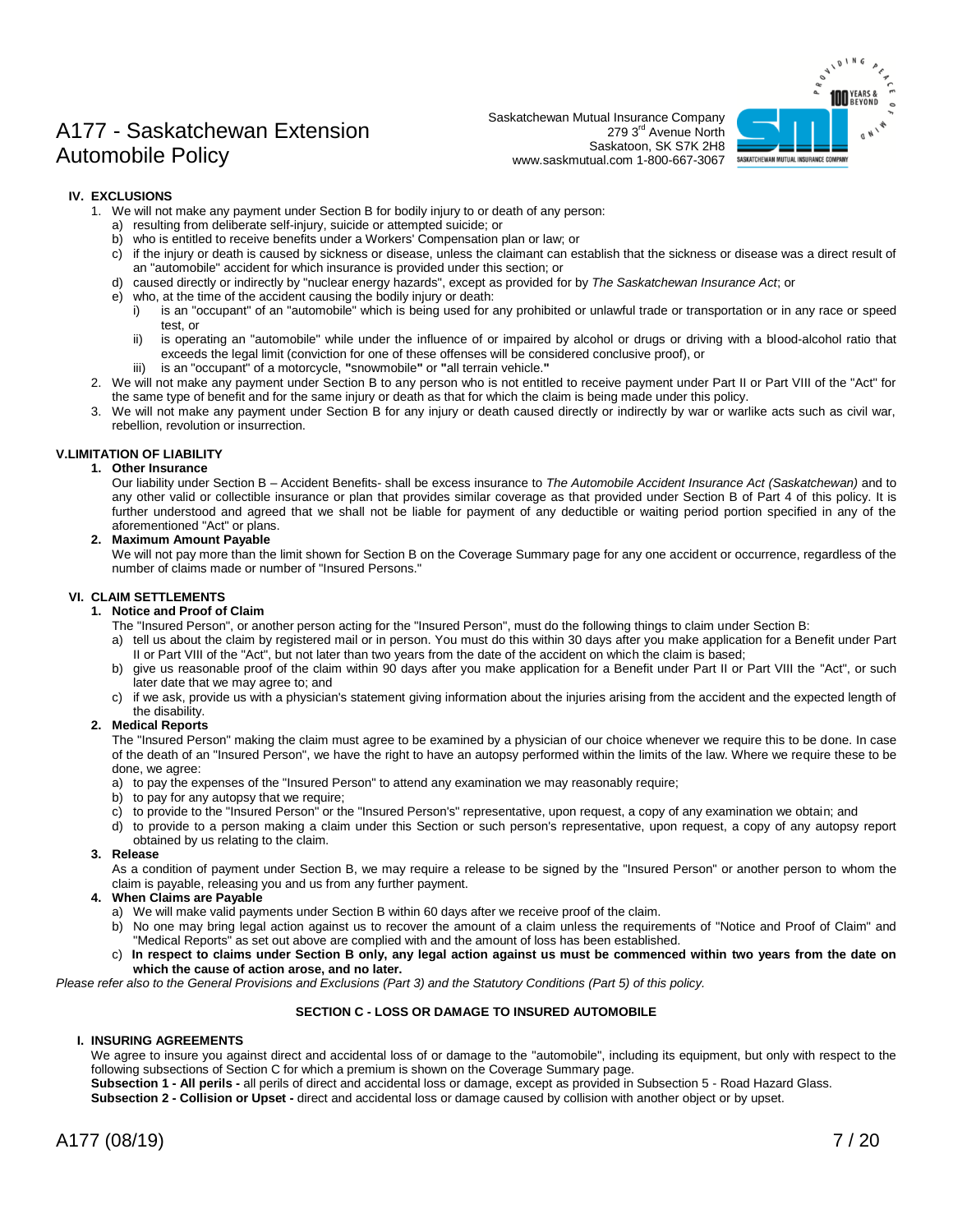## IV. EXCLUSIONS

1. We will not make any payment under Section B for bodily injury to or death of any person:
   a) resulting from deliberate self-injury, suicide or attempted suicide; or
   b) who is entitled to receive benefits under a Workers' Compensation plan or law; or
   c) if the injury or death is caused by sickness or disease, unless the claimant can establish that the sickness or disease was a direct result of an "automobile" accident for which insurance is provided under this section; or
   d) caused directly or indirectly by "nuclear energy hazards", except as provided for by *The Saskatchewan Insurance Act*; or
   e) who, at the time of the accident causing the bodily injury or death:
      i) is an "occupant" of an "automobile" which is being used for any prohibited or unlawful trade or transportation or in any race or speed test, or
      ii) is operating an "automobile" while under the influence of or impaired by alcohol or drugs or driving with a blood-alcohol ratio that exceeds the legal limit (conviction for one of these offenses will be considered conclusive proof), or
      iii) is an "occupant" of a motorcycle, **"**snowmobile**"** or **"**all terrain vehicle.**"**
2. We will not make any payment under Section B to any person who is not entitled to receive payment under Part II or Part VIII of the "Act" for the same type of benefit and for the same injury or death as that for which the claim is being made under this policy.
3. We will not make any payment under Section B for any injury or death caused directly or indirectly by war or warlike acts such as civil war, rebellion, revolution or insurrection.

## V.LIMITATION OF LIABILITY

**1. Other Insurance**

Our liability under Section B – Accident Benefits- shall be excess insurance to *The Automobile Accident Insurance Act (Saskatchewan)* and to any other valid or collectible insurance or plan that provides similar coverage as that provided under Section B of Part 4 of this policy. It is further understood and agreed that we shall not be liable for payment of any deductible or waiting period portion specified in any of the aforementioned "Act" or plans.

**2. Maximum Amount Payable**

We will not pay more than the limit shown for Section B on the Coverage Summary page for any one accident or occurrence, regardless of the number of claims made or number of "Insured Persons."

## VI. CLAIM SETTLEMENTS

**1. Notice and Proof of Claim**

The "Insured Person", or another person acting for the "Insured Person", must do the following things to claim under Section B:

a) tell us about the claim by registered mail or in person. You must do this within 30 days after you make application for a Benefit under Part II or Part VIII of the "Act", but not later than two years from the date of the accident on which the claim is based;
b) give us reasonable proof of the claim within 90 days after you make application for a Benefit under Part II or Part VIII the "Act", or such later date that we may agree to; and
c) if we ask, provide us with a physician's statement giving information about the injuries arising from the accident and the expected length of the disability.

**2. Medical Reports**

The "Insured Person" making the claim must agree to be examined by a physician of our choice whenever we require this to be done. In case of the death of an "Insured Person", we have the right to have an autopsy performed within the limits of the law. Where we require these to be done, we agree:

a) to pay the expenses of the "Insured Person" to attend any examination we may reasonably require;
b) to pay for any autopsy that we require;
c) to provide to the "Insured Person" or the "Insured Person's" representative, upon request, a copy of any examination we obtain; and
d) to provide to a person making a claim under this Section or such person's representative, upon request, a copy of any autopsy report obtained by us relating to the claim.

**3. Release**

As a condition of payment under Section B, we may require a release to be signed by the "Insured Person" or another person to whom the claim is payable, releasing you and us from any further payment.

**4. When Claims are Payable**

a) We will make valid payments under Section B within 60 days after we receive proof of the claim.
b) No one may bring legal action against us to recover the amount of a claim unless the requirements of "Notice and Proof of Claim" and "Medical Reports" as set out above are complied with and the amount of loss has been established.
c) **In respect to claims under Section B only, any legal action against us must be commenced within two years from the date on which the cause of action arose, and no later.**

*Please refer also to the General Provisions and Exclusions (Part 3) and the Statutory Conditions (Part 5) of this policy.*

# SECTION C - LOSS OR DAMAGE TO INSURED AUTOMOBILE

## I. INSURING AGREEMENTS

We agree to insure you against direct and accidental loss of or damage to the "automobile", including its equipment, but only with respect to the following subsections of Section C for which a premium is shown on the Coverage Summary page.

**Subsection 1 - All perils -** all perils of direct and accidental loss or damage, except as provided in Subsection 5 - Road Hazard Glass.

**Subsection 2 - Collision or Upset -** direct and accidental loss or damage caused by collision with another object or by upset.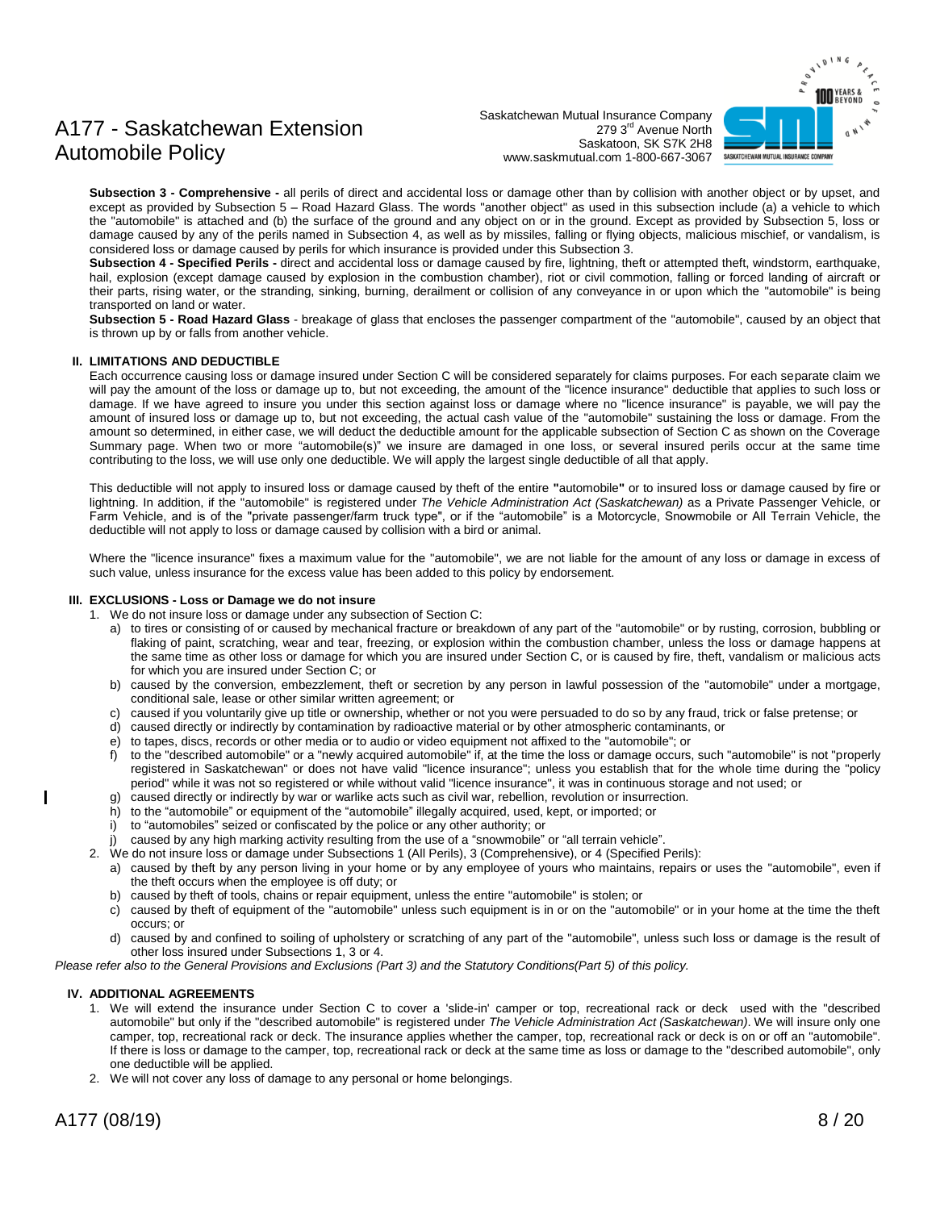**Subsection 3 - Comprehensive -** all perils of direct and accidental loss or damage other than by collision with another object or by upset, and except as provided by Subsection 5 – Road Hazard Glass. The words "another object" as used in this subsection include (a) a vehicle to which the "automobile" is attached and (b) the surface of the ground and any object on or in the ground. Except as provided by Subsection 5, loss or damage caused by any of the perils named in Subsection 4, as well as by missiles, falling or flying objects, malicious mischief, or vandalism, is considered loss or damage caused by perils for which insurance is provided under this Subsection 3.

**Subsection 4 - Specified Perils -** direct and accidental loss or damage caused by fire, lightning, theft or attempted theft, windstorm, earthquake, hail, explosion (except damage caused by explosion in the combustion chamber), riot or civil commotion, falling or forced landing of aircraft or their parts, rising water, or the stranding, sinking, burning, derailment or collision of any conveyance in or upon which the "automobile" is being transported on land or water.

**Subsection 5 - Road Hazard Glass** - breakage of glass that encloses the passenger compartment of the "automobile", caused by an object that is thrown up by or falls from another vehicle.

## II. LIMITATIONS AND DEDUCTIBLE

Each occurrence causing loss or damage insured under Section C will be considered separately for claims purposes. For each separate claim we will pay the amount of the loss or damage up to, but not exceeding, the amount of the "licence insurance" deductible that applies to such loss or damage. If we have agreed to insure you under this section against loss or damage where no "licence insurance" is payable, we will pay the amount of insured loss or damage up to, but not exceeding, the actual cash value of the "automobile" sustaining the loss or damage. From the amount so determined, in either case, we will deduct the deductible amount for the applicable subsection of Section C as shown on the Coverage Summary page. When two or more "automobile(s)" we insure are damaged in one loss, or several insured perils occur at the same time contributing to the loss, we will use only one deductible. We will apply the largest single deductible of all that apply.

This deductible will not apply to insured loss or damage caused by theft of the entire "automobile" or to insured loss or damage caused by fire or lightning. In addition, if the "automobile" is registered under *The Vehicle Administration Act (Saskatchewan)* as a Private Passenger Vehicle, or Farm Vehicle, and is of the "private passenger/farm truck type", or if the "automobile" is a Motorcycle, Snowmobile or All Terrain Vehicle, the deductible will not apply to loss or damage caused by collision with a bird or animal.

Where the "licence insurance" fixes a maximum value for the "automobile", we are not liable for the amount of any loss or damage in excess of such value, unless insurance for the excess value has been added to this policy by endorsement.

## III. EXCLUSIONS - Loss or Damage we do not insure

1. We do not insure loss or damage under any subsection of Section C:
   a) to tires or consisting of or caused by mechanical fracture or breakdown of any part of the "automobile" or by rusting, corrosion, bubbling or flaking of paint, scratching, wear and tear, freezing, or explosion within the combustion chamber, unless the loss or damage happens at the same time as other loss or damage for which you are insured under Section C, or is caused by fire, theft, vandalism or malicious acts for which you are insured under Section C; or
   b) caused by the conversion, embezzlement, theft or secretion by any person in lawful possession of the "automobile" under a mortgage, conditional sale, lease or other similar written agreement; or
   c) caused if you voluntarily give up title or ownership, whether or not you were persuaded to do so by any fraud, trick or false pretense; or
   d) caused directly or indirectly by contamination by radioactive material or by other atmospheric contaminants, or
   e) to tapes, discs, records or other media or to audio or video equipment not affixed to the "automobile"; or
   f) to the "described automobile" or a "newly acquired automobile" if, at the time the loss or damage occurs, such "automobile" is not "properly registered in Saskatchewan" or does not have valid "licence insurance"; unless you establish that for the whole time during the "policy period" while it was not so registered or while without valid "licence insurance", it was in continuous storage and not used; or
   g) caused directly or indirectly by war or warlike acts such as civil war, rebellion, revolution or insurrection.
   h) to the "automobile" or equipment of the "automobile" illegally acquired, used, kept, or imported; or
   i) to "automobiles" seized or confiscated by the police or any other authority; or
   j) caused by any high marking activity resulting from the use of a "snowmobile" or "all terrain vehicle".
2. We do not insure loss or damage under Subsections 1 (All Perils), 3 (Comprehensive), or 4 (Specified Perils):
   a) caused by theft by any person living in your home or by any employee of yours who maintains, repairs or uses the "automobile", even if the theft occurs when the employee is off duty; or
   b) caused by theft of tools, chains or repair equipment, unless the entire "automobile" is stolen; or
   c) caused by theft of equipment of the "automobile" unless such equipment is in or on the "automobile" or in your home at the time the theft occurs; or
   d) caused by and confined to soiling of upholstery or scratching of any part of the "automobile", unless such loss or damage is the result of other loss insured under Subsections 1, 3 or 4.

*Please refer also to the General Provisions and Exclusions (Part 3) and the Statutory Conditions(Part 5) of this policy.*

## IV. ADDITIONAL AGREEMENTS

1. We will extend the insurance under Section C to cover a 'slide-in' camper or top, recreational rack or deck used with the "described automobile" but only if the "described automobile" is registered under *The Vehicle Administration Act (Saskatchewan)*. We will insure only one camper, top, recreational rack or deck. The insurance applies whether the camper, top, recreational rack or deck is on or off an "automobile". If there is loss or damage to the camper, top, recreational rack or deck at the same time as loss or damage to the "described automobile", only one deductible will be applied.
2. We will not cover any loss of damage to any personal or home belongings.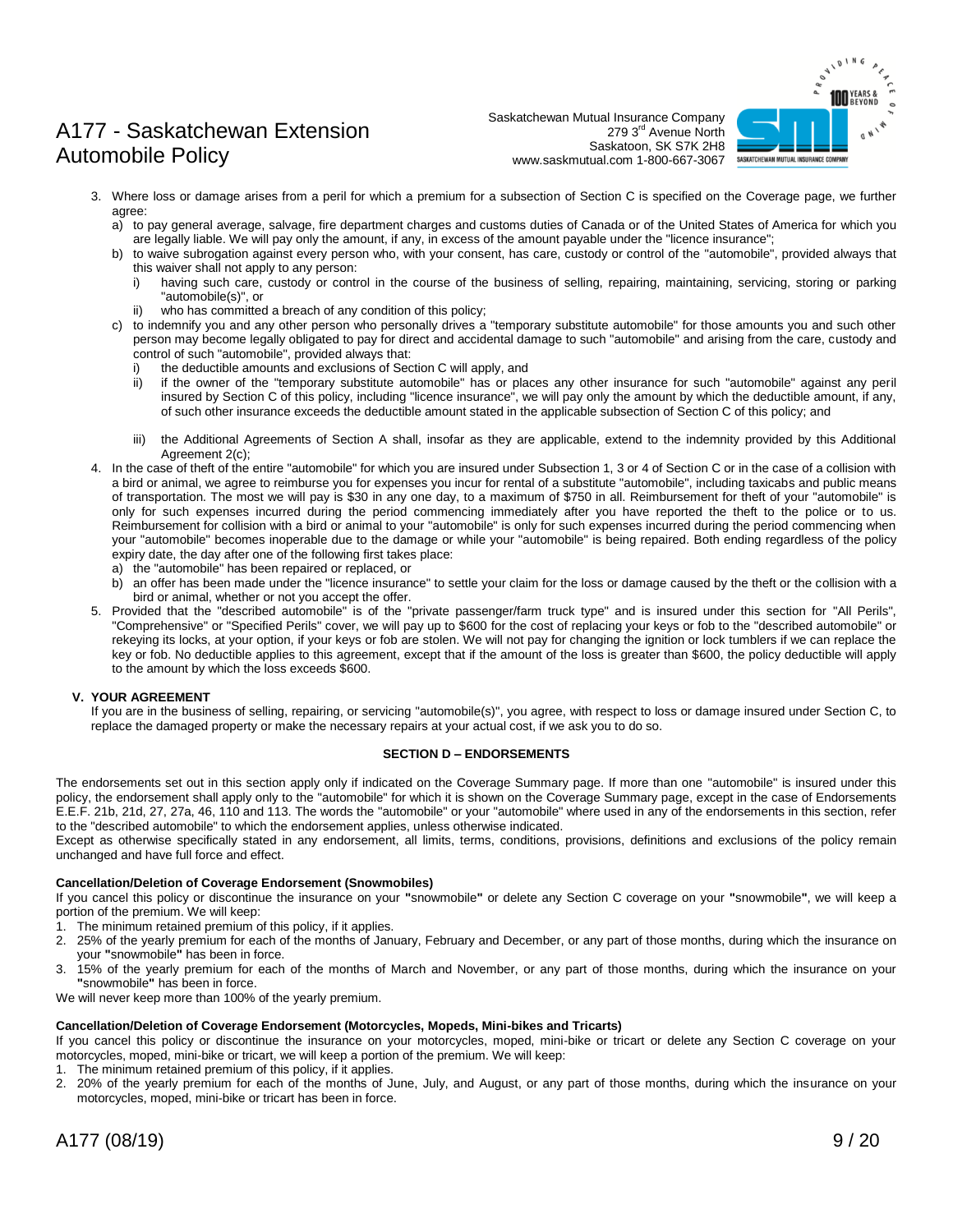3. Where loss or damage arises from a peril for which a premium for a subsection of Section C is specified on the Coverage page, we further agree:
   a) to pay general average, salvage, fire department charges and customs duties of Canada or of the United States of America for which you are legally liable. We will pay only the amount, if any, in excess of the amount payable under the "licence insurance";
   b) to waive subrogation against every person who, with your consent, has care, custody or control of the "automobile", provided always that this waiver shall not apply to any person:
      i) having such care, custody or control in the course of the business of selling, repairing, maintaining, servicing, storing or parking "automobile(s)", or
      ii) who has committed a breach of any condition of this policy;
   c) to indemnify you and any other person who personally drives a "temporary substitute automobile" for those amounts you and such other person may become legally obligated to pay for direct and accidental damage to such "automobile" and arising from the care, custody and control of such "automobile", provided always that:
      i) the deductible amounts and exclusions of Section C will apply, and
      ii) if the owner of the "temporary substitute automobile" has or places any other insurance for such "automobile" against any peril insured by Section C of this policy, including "licence insurance", we will pay only the amount by which the deductible amount, if any, of such other insurance exceeds the deductible amount stated in the applicable subsection of Section C of this policy; and
      iii) the Additional Agreements of Section A shall, insofar as they are applicable, extend to the indemnity provided by this Additional Agreement 2(c);
4. In the case of theft of the entire "automobile" for which you are insured under Subsection 1, 3 or 4 of Section C or in the case of a collision with a bird or animal, we agree to reimburse you for expenses you incur for rental of a substitute "automobile", including taxicabs and public means of transportation. The most we will pay is $30 in any one day, to a maximum of $750 in all. Reimbursement for theft of your "automobile" is only for such expenses incurred during the period commencing immediately after you have reported the theft to the police or to us. Reimbursement for collision with a bird or animal to your "automobile" is only for such expenses incurred during the period commencing when your "automobile" becomes inoperable due to the damage or while your "automobile" is being repaired. Both ending regardless of the policy expiry date, the day after one of the following first takes place:
   a) the "automobile" has been repaired or replaced, or
   b) an offer has been made under the "licence insurance" to settle your claim for the loss or damage caused by the theft or the collision with a bird or animal, whether or not you accept the offer.
5. Provided that the "described automobile" is of the "private passenger/farm truck type" and is insured under this section for "All Perils", "Comprehensive" or "Specified Perils" cover, we will pay up to $600 for the cost of replacing your keys or fob to the "described automobile" or rekeying its locks, at your option, if your keys or fob are stolen. We will not pay for changing the ignition or lock tumblers if we can replace the key or fob. No deductible applies to this agreement, except that if the amount of the loss is greater than $600, the policy deductible will apply to the amount by which the loss exceeds $600.

**V. YOUR AGREEMENT**

If you are in the business of selling, repairing, or servicing "automobile(s)", you agree, with respect to loss or damage insured under Section C, to replace the damaged property or make the necessary repairs at your actual cost, if we ask you to do so.

## SECTION D – ENDORSEMENTS

The endorsements set out in this section apply only if indicated on the Coverage Summary page. If more than one "automobile" is insured under this policy, the endorsement shall apply only to the "automobile" for which it is shown on the Coverage Summary page, except in the case of Endorsements E.E.F. 21b, 21d, 27, 27a, 46, 110 and 113. The words the "automobile" or your "automobile" where used in any of the endorsements in this section, refer to the "described automobile" to which the endorsement applies, unless otherwise indicated.

Except as otherwise specifically stated in any endorsement, all limits, terms, conditions, provisions, definitions and exclusions of the policy remain unchanged and have full force and effect.

**Cancellation/Deletion of Coverage Endorsement (Snowmobiles)**

If you cancel this policy or discontinue the insurance on your **"**snowmobile**"** or delete any Section C coverage on your **"**snowmobile**"**, we will keep a portion of the premium. We will keep:

1. The minimum retained premium of this policy, if it applies.
2. 25% of the yearly premium for each of the months of January, February and December, or any part of those months, during which the insurance on your **"**snowmobile**"** has been in force.
3. 15% of the yearly premium for each of the months of March and November, or any part of those months, during which the insurance on your **"**snowmobile**"** has been in force.

We will never keep more than 100% of the yearly premium.

**Cancellation/Deletion of Coverage Endorsement (Motorcycles, Mopeds, Mini-bikes and Tricarts)**

If you cancel this policy or discontinue the insurance on your motorcycles, moped, mini-bike or tricart or delete any Section C coverage on your motorcycles, moped, mini-bike or tricart, we will keep a portion of the premium. We will keep:

1. The minimum retained premium of this policy, if it applies.
2. 20% of the yearly premium for each of the months of June, July, and August, or any part of those months, during which the insurance on your motorcycles, moped, mini-bike or tricart has been in force.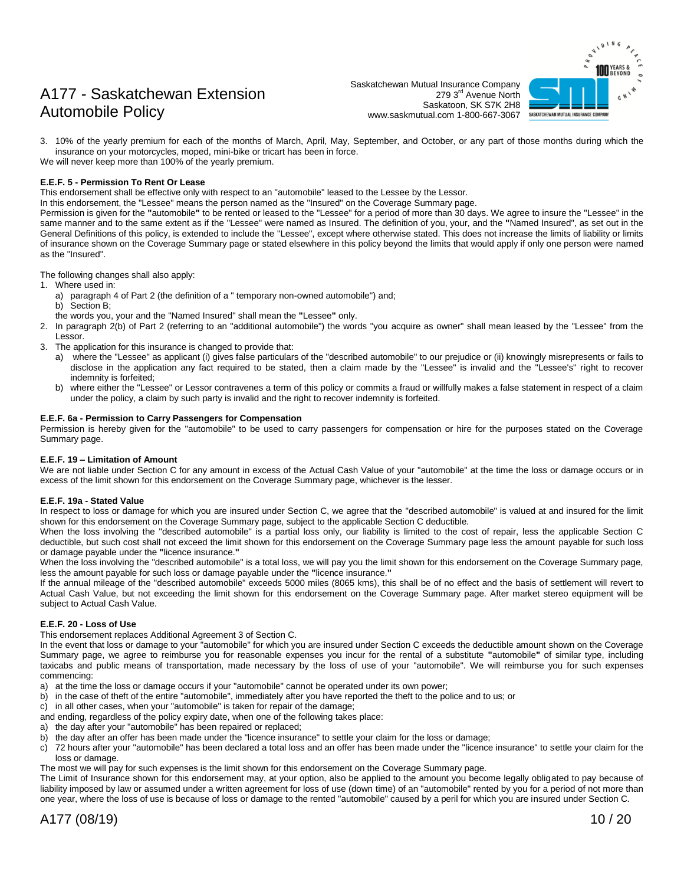3. 10% of the yearly premium for each of the months of March, April, May, September, and October, or any part of those months during which the insurance on your motorcycles, moped, mini-bike or tricart has been in force.

We will never keep more than 100% of the yearly premium.

**E.E.F. 5 - Permission To Rent Or Lease**

This endorsement shall be effective only with respect to an "automobile" leased to the Lessee by the Lessor.

In this endorsement, the "Lessee" means the person named as the "Insured" on the Coverage Summary page.

Permission is given for the **"**automobile**"** to be rented or leased to the "Lessee" for a period of more than 30 days. We agree to insure the "Lessee" in the same manner and to the same extent as if the "Lessee" were named as Insured. The definition of you, your, and the **"**Named Insured", as set out in the General Definitions of this policy, is extended to include the "Lessee", except where otherwise stated. This does not increase the limits of liability or limits of insurance shown on the Coverage Summary page or stated elsewhere in this policy beyond the limits that would apply if only one person were named as the "Insured".

The following changes shall also apply:

1. Where used in:
   a) paragraph 4 of Part 2 (the definition of a " temporary non-owned automobile") and;
   b) Section B;

   the words you, your and the "Named Insured" shall mean the **"**Lessee**"** only.
2. In paragraph 2(b) of Part 2 (referring to an "additional automobile") the words "you acquire as owner" shall mean leased by the "Lessee" from the Lessor.
3. The application for this insurance is changed to provide that:
   a) where the "Lessee" as applicant (i) gives false particulars of the "described automobile" to our prejudice or (ii) knowingly misrepresents or fails to disclose in the application any fact required to be stated, then a claim made by the "Lessee" is invalid and the "Lessee's" right to recover indemnity is forfeited;
   b) where either the "Lessee" or Lessor contravenes a term of this policy or commits a fraud or willfully makes a false statement in respect of a claim under the policy, a claim by such party is invalid and the right to recover indemnity is forfeited.

**E.E.F. 6a - Permission to Carry Passengers for Compensation**

Permission is hereby given for the "automobile" to be used to carry passengers for compensation or hire for the purposes stated on the Coverage Summary page.

**E.E.F. 19 – Limitation of Amount**

We are not liable under Section C for any amount in excess of the Actual Cash Value of your "automobile" at the time the loss or damage occurs or in excess of the limit shown for this endorsement on the Coverage Summary page, whichever is the lesser.

**E.E.F. 19a - Stated Value**

In respect to loss or damage for which you are insured under Section C, we agree that the "described automobile" is valued at and insured for the limit shown for this endorsement on the Coverage Summary page, subject to the applicable Section C deductible.

When the loss involving the "described automobile" is a partial loss only, our liability is limited to the cost of repair, less the applicable Section C deductible, but such cost shall not exceed the limit shown for this endorsement on the Coverage Summary page less the amount payable for such loss or damage payable under the **"**licence insurance.**"**

When the loss involving the "described automobile" is a total loss, we will pay you the limit shown for this endorsement on the Coverage Summary page, less the amount payable for such loss or damage payable under the **"**licence insurance.**"**

If the annual mileage of the "described automobile" exceeds 5000 miles (8065 kms), this shall be of no effect and the basis of settlement will revert to Actual Cash Value, but not exceeding the limit shown for this endorsement on the Coverage Summary page. After market stereo equipment will be subject to Actual Cash Value.

**E.E.F. 20 - Loss of Use**

This endorsement replaces Additional Agreement 3 of Section C.

In the event that loss or damage to your "automobile" for which you are insured under Section C exceeds the deductible amount shown on the Coverage Summary page, we agree to reimburse you for reasonable expenses you incur for the rental of a substitute **"**automobile**"** of similar type, including taxicabs and public means of transportation, made necessary by the loss of use of your "automobile". We will reimburse you for such expenses commencing:

a) at the time the loss or damage occurs if your "automobile" cannot be operated under its own power;
b) in the case of theft of the entire "automobile", immediately after you have reported the theft to the police and to us; or
c) in all other cases, when your "automobile" is taken for repair of the damage;

and ending, regardless of the policy expiry date, when one of the following takes place:

a) the day after your "automobile" has been repaired or replaced;
b) the day after an offer has been made under the "licence insurance" to settle your claim for the loss or damage;
c) 72 hours after your "automobile" has been declared a total loss and an offer has been made under the "licence insurance" to settle your claim for the loss or damage.

The most we will pay for such expenses is the limit shown for this endorsement on the Coverage Summary page.

The Limit of Insurance shown for this endorsement may, at your option, also be applied to the amount you become legally obligated to pay because of liability imposed by law or assumed under a written agreement for loss of use (down time) of an "automobile" rented by you for a period of not more than one year, where the loss of use is because of loss or damage to the rented "automobile" caused by a peril for which you are insured under Section C.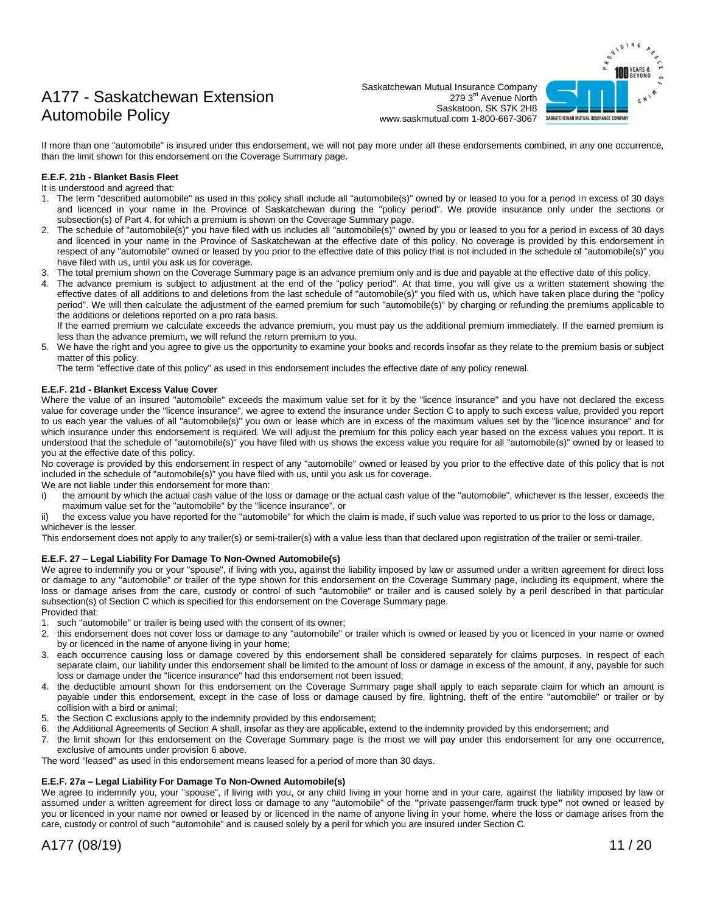If more than one "automobile" is insured under this endorsement, we will not pay more under all these endorsements combined, in any one occurrence, than the limit shown for this endorsement on the Coverage Summary page.

**E.E.F. 21b - Blanket Basis Fleet**

It is understood and agreed that:

1. The term "described automobile" as used in this policy shall include all "automobile(s)" owned by or leased to you for a period in excess of 30 days and licenced in your name in the Province of Saskatchewan during the "policy period". We provide insurance only under the sections or subsection(s) of Part 4. for which a premium is shown on the Coverage Summary page.
2. The schedule of "automobile(s)" you have filed with us includes all "automobile(s)" owned by you or leased to you for a period in excess of 30 days and licenced in your name in the Province of Saskatchewan at the effective date of this policy. No coverage is provided by this endorsement in respect of any "automobile" owned or leased by you prior to the effective date of this policy that is not included in the schedule of "automobile(s)" you have filed with us, until you ask us for coverage.
3. The total premium shown on the Coverage Summary page is an advance premium only and is due and payable at the effective date of this policy.
4. The advance premium is subject to adjustment at the end of the "policy period". At that time, you will give us a written statement showing the effective dates of all additions to and deletions from the last schedule of "automobile(s)" you filed with us, which have taken place during the "policy period". We will then calculate the adjustment of the earned premium for such "automobile(s)" by charging or refunding the premiums applicable to the additions or deletions reported on a pro rata basis.

   If the earned premium we calculate exceeds the advance premium, you must pay us the additional premium immediately. If the earned premium is less than the advance premium, we will refund the return premium to you.
5. We have the right and you agree to give us the opportunity to examine your books and records insofar as they relate to the premium basis or subject matter of this policy.

   The term "effective date of this policy" as used in this endorsement includes the effective date of any policy renewal.

**E.E.F. 21d - Blanket Excess Value Cover**

Where the value of an insured "automobile" exceeds the maximum value set for it by the "licence insurance" and you have not declared the excess value for coverage under the "licence insurance", we agree to extend the insurance under Section C to apply to such excess value, provided you report to us each year the values of all "automobile(s)" you own or lease which are in excess of the maximum values set by the "licence insurance" and for which insurance under this endorsement is required. We will adjust the premium for this policy each year based on the excess values you report. It is understood that the schedule of "automobile(s)" you have filed with us shows the excess value you require for all "automobile(s)" owned by or leased to you at the effective date of this policy.

No coverage is provided by this endorsement in respect of any "automobile" owned or leased by you prior to the effective date of this policy that is not included in the schedule of "automobile(s)" you have filed with us, until you ask us for coverage.

We are not liable under this endorsement for more than:

i) the amount by which the actual cash value of the loss or damage or the actual cash value of the "automobile", whichever is the lesser, exceeds the maximum value set for the "automobile" by the "licence insurance", or

ii) the excess value you have reported for the "automobile" for which the claim is made, if such value was reported to us prior to the loss or damage, whichever is the lesser.

This endorsement does not apply to any trailer(s) or semi-trailer(s) with a value less than that declared upon registration of the trailer or semi-trailer.

**E.E.F. 27 – Legal Liability For Damage To Non-Owned Automobile(s)**

We agree to indemnify you or your "spouse", if living with you, against the liability imposed by law or assumed under a written agreement for direct loss or damage to any "automobile" or trailer of the type shown for this endorsement on the Coverage Summary page, including its equipment, where the loss or damage arises from the care, custody or control of such "automobile" or trailer and is caused solely by a peril described in that particular subsection(s) of Section C which is specified for this endorsement on the Coverage Summary page.

Provided that:

1. such "automobile" or trailer is being used with the consent of its owner;
2. this endorsement does not cover loss or damage to any "automobile" or trailer which is owned or leased by you or licenced in your name or owned by or licenced in the name of anyone living in your home;
3. each occurrence causing loss or damage covered by this endorsement shall be considered separately for claims purposes. In respect of each separate claim, our liability under this endorsement shall be limited to the amount of loss or damage in excess of the amount, if any, payable for such loss or damage under the "licence insurance" had this endorsement not been issued;
4. the deductible amount shown for this endorsement on the Coverage Summary page shall apply to each separate claim for which an amount is payable under this endorsement, except in the case of loss or damage caused by fire, lightning, theft of the entire "automobile" or trailer or by collision with a bird or animal;
5. the Section C exclusions apply to the indemnity provided by this endorsement;
6. the Additional Agreements of Section A shall, insofar as they are applicable, extend to the indemnity provided by this endorsement; and
7. the limit shown for this endorsement on the Coverage Summary page is the most we will pay under this endorsement for any one occurrence, exclusive of amounts under provision 6 above.

The word "leased" as used in this endorsement means leased for a period of more than 30 days.

**E.E.F. 27a – Legal Liability For Damage To Non-Owned Automobile(s)**

We agree to indemnify you, your "spouse", if living with you, or any child living in your home and in your care, against the liability imposed by law or assumed under a written agreement for direct loss or damage to any "automobile" of the **"**private passenger/farm truck type**"** not owned or leased by you or licenced in your name nor owned or leased by or licenced in the name of anyone living in your home, where the loss or damage arises from the care, custody or control of such "automobile" and is caused solely by a peril for which you are insured under Section C.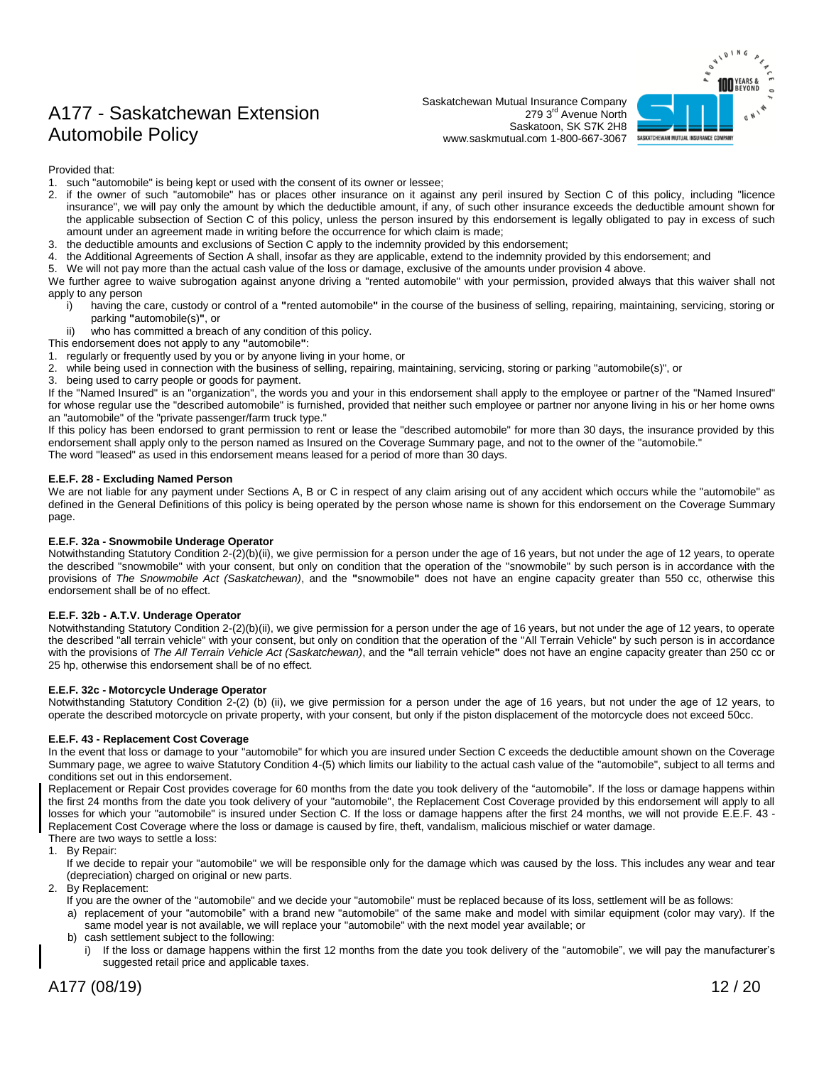Provided that:

1. such "automobile" is being kept or used with the consent of its owner or lessee;
2. if the owner of such "automobile" has or places other insurance on it against any peril insured by Section C of this policy, including "licence insurance", we will pay only the amount by which the deductible amount, if any, of such other insurance exceeds the deductible amount shown for the applicable subsection of Section C of this policy, unless the person insured by this endorsement is legally obligated to pay in excess of such amount under an agreement made in writing before the occurrence for which claim is made;
3. the deductible amounts and exclusions of Section C apply to the indemnity provided by this endorsement;
4. the Additional Agreements of Section A shall, insofar as they are applicable, extend to the indemnity provided by this endorsement; and
5. We will not pay more than the actual cash value of the loss or damage, exclusive of the amounts under provision 4 above.

We further agree to waive subrogation against anyone driving a "rented automobile" with your permission, provided always that this waiver shall not apply to any person

- i) having the care, custody or control of a **"**rented automobile**"** in the course of the business of selling, repairing, maintaining, servicing, storing or parking **"**automobile(s)**"**, or
- ii) who has committed a breach of any condition of this policy.

This endorsement does not apply to any **"**automobile**"**:

1. regularly or frequently used by you or by anyone living in your home, or
2. while being used in connection with the business of selling, repairing, maintaining, servicing, storing or parking "automobile(s)", or
3. being used to carry people or goods for payment.

If the "Named Insured" is an "organization", the words you and your in this endorsement shall apply to the employee or partner of the "Named Insured" for whose regular use the "described automobile" is furnished, provided that neither such employee or partner nor anyone living in his or her home owns an "automobile" of the "private passenger/farm truck type."

If this policy has been endorsed to grant permission to rent or lease the "described automobile" for more than 30 days, the insurance provided by this endorsement shall apply only to the person named as Insured on the Coverage Summary page, and not to the owner of the "automobile."

The word "leased" as used in this endorsement means leased for a period of more than 30 days.

**E.E.F. 28 - Excluding Named Person**

We are not liable for any payment under Sections A, B or C in respect of any claim arising out of any accident which occurs while the "automobile" as defined in the General Definitions of this policy is being operated by the person whose name is shown for this endorsement on the Coverage Summary page.

**E.E.F. 32a - Snowmobile Underage Operator**

Notwithstanding Statutory Condition 2-(2)(b)(ii), we give permission for a person under the age of 16 years, but not under the age of 12 years, to operate the described "snowmobile" with your consent, but only on condition that the operation of the "snowmobile" by such person is in accordance with the provisions of *The Snowmobile Act (Saskatchewan)*, and the **"**snowmobile**"** does not have an engine capacity greater than 550 cc, otherwise this endorsement shall be of no effect.

**E.E.F. 32b - A.T.V. Underage Operator**

Notwithstanding Statutory Condition 2-(2)(b)(ii), we give permission for a person under the age of 16 years, but not under the age of 12 years, to operate the described "all terrain vehicle" with your consent, but only on condition that the operation of the "All Terrain Vehicle" by such person is in accordance with the provisions of *The All Terrain Vehicle Act (Saskatchewan)*, and the **"**all terrain vehicle**"** does not have an engine capacity greater than 250 cc or 25 hp, otherwise this endorsement shall be of no effect.

**E.E.F. 32c - Motorcycle Underage Operator**

Notwithstanding Statutory Condition 2-(2) (b) (ii), we give permission for a person under the age of 16 years, but not under the age of 12 years, to operate the described motorcycle on private property, with your consent, but only if the piston displacement of the motorcycle does not exceed 50cc.

**E.E.F. 43 - Replacement Cost Coverage**

In the event that loss or damage to your "automobile" for which you are insured under Section C exceeds the deductible amount shown on the Coverage Summary page, we agree to waive Statutory Condition 4-(5) which limits our liability to the actual cash value of the "automobile", subject to all terms and conditions set out in this endorsement.

Replacement or Repair Cost provides coverage for 60 months from the date you took delivery of the "automobile". If the loss or damage happens within the first 24 months from the date you took delivery of your "automobile", the Replacement Cost Coverage provided by this endorsement will apply to all losses for which your "automobile" is insured under Section C. If the loss or damage happens after the first 24 months, we will not provide E.E.F. 43 - Replacement Cost Coverage where the loss or damage is caused by fire, theft, vandalism, malicious mischief or water damage.

There are two ways to settle a loss:

1. By Repair:

   If we decide to repair your "automobile" we will be responsible only for the damage which was caused by the loss. This includes any wear and tear (depreciation) charged on original or new parts.

2. By Replacement:

   If you are the owner of the "automobile" and we decide your "automobile" must be replaced because of its loss, settlement will be as follows:

   a) replacement of your "automobile" with a brand new "automobile" of the same make and model with similar equipment (color may vary). If the same model year is not available, we will replace your "automobile" with the next model year available; or
   b) cash settlement subject to the following:
      i) If the loss or damage happens within the first 12 months from the date you took delivery of the "automobile", we will pay the manufacturer's suggested retail price and applicable taxes.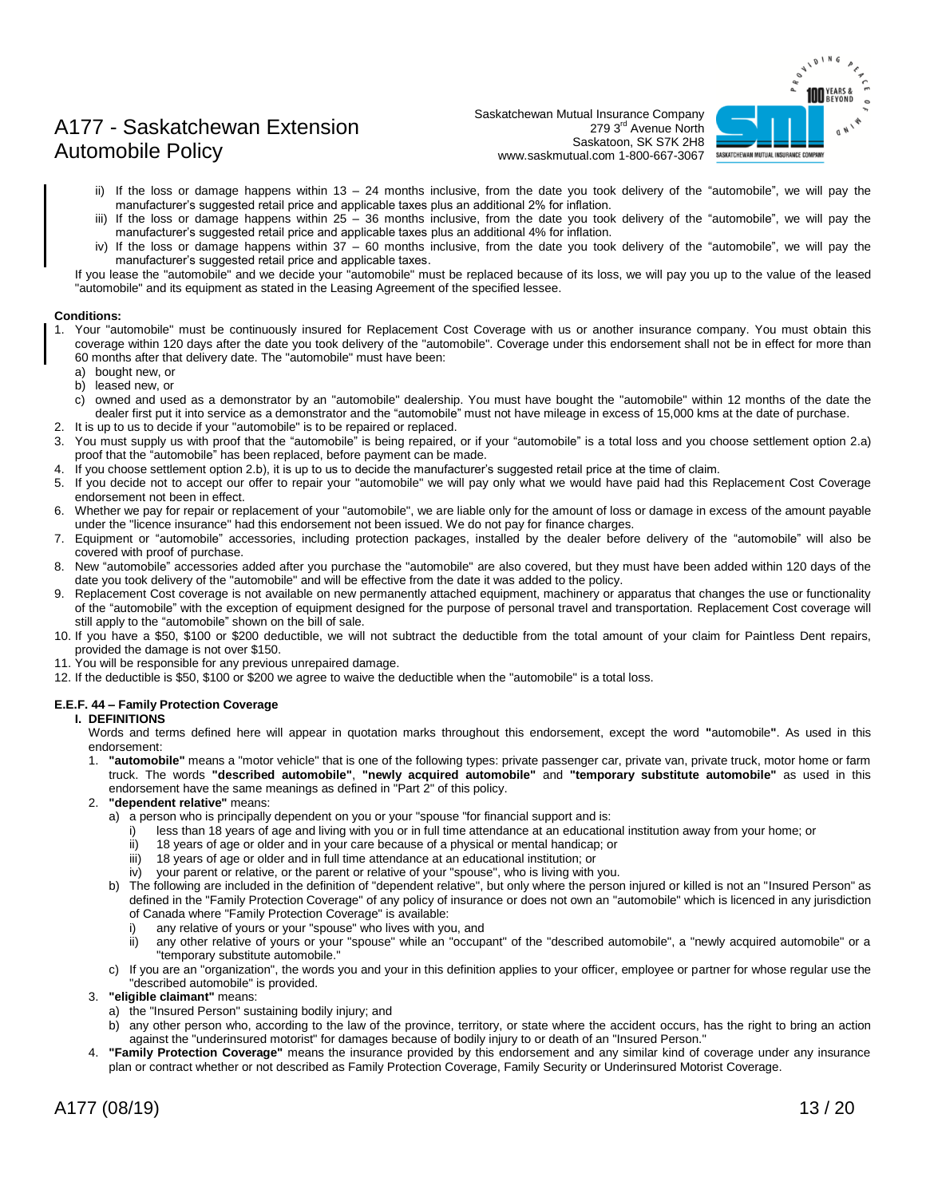ii) If the loss or damage happens within 13 – 24 months inclusive, from the date you took delivery of the "automobile", we will pay the manufacturer's suggested retail price and applicable taxes plus an additional 2% for inflation.

iii) If the loss or damage happens within 25 – 36 months inclusive, from the date you took delivery of the "automobile", we will pay the manufacturer's suggested retail price and applicable taxes plus an additional 4% for inflation.

iv) If the loss or damage happens within 37 – 60 months inclusive, from the date you took delivery of the "automobile", we will pay the manufacturer's suggested retail price and applicable taxes.

If you lease the "automobile" and we decide your "automobile" must be replaced because of its loss, we will pay you up to the value of the leased "automobile" and its equipment as stated in the Leasing Agreement of the specified lessee.

**Conditions:**

1. Your "automobile" must be continuously insured for Replacement Cost Coverage with us or another insurance company. You must obtain this coverage within 120 days after the date you took delivery of the "automobile". Coverage under this endorsement shall not be in effect for more than 60 months after that delivery date. The "automobile" must have been:
   a) bought new, or
   b) leased new, or
   c) owned and used as a demonstrator by an "automobile" dealership. You must have bought the "automobile" within 12 months of the date the dealer first put it into service as a demonstrator and the "automobile" must not have mileage in excess of 15,000 kms at the date of purchase.
2. It is up to us to decide if your "automobile" is to be repaired or replaced.
3. You must supply us with proof that the "automobile" is being repaired, or if your "automobile" is a total loss and you choose settlement option 2.a) proof that the "automobile" has been replaced, before payment can be made.
4. If you choose settlement option 2.b), it is up to us to decide the manufacturer's suggested retail price at the time of claim.
5. If you decide not to accept our offer to repair your "automobile" we will pay only what we would have paid had this Replacement Cost Coverage endorsement not been in effect.
6. Whether we pay for repair or replacement of your "automobile", we are liable only for the amount of loss or damage in excess of the amount payable under the "licence insurance" had this endorsement not been issued. We do not pay for finance charges.
7. Equipment or "automobile" accessories, including protection packages, installed by the dealer before delivery of the "automobile" will also be covered with proof of purchase.
8. New "automobile" accessories added after you purchase the "automobile" are also covered, but they must have been added within 120 days of the date you took delivery of the "automobile" and will be effective from the date it was added to the policy.
9. Replacement Cost coverage is not available on new permanently attached equipment, machinery or apparatus that changes the use or functionality of the "automobile" with the exception of equipment designed for the purpose of personal travel and transportation. Replacement Cost coverage will still apply to the "automobile" shown on the bill of sale.
10. If you have a $50, $100 or $200 deductible, we will not subtract the deductible from the total amount of your claim for Paintless Dent repairs, provided the damage is not over $150.
11. You will be responsible for any previous unrepaired damage.
12. If the deductible is $50, $100 or $200 we agree to waive the deductible when the "automobile" is a total loss.

### E.E.F. 44 – Family Protection Coverage

**I. DEFINITIONS**

Words and terms defined here will appear in quotation marks throughout this endorsement, except the word **"**automobile**"**. As used in this endorsement:

1. **"automobile"** means a "motor vehicle" that is one of the following types: private passenger car, private van, private truck, motor home or farm truck. The words **"described automobile"**, **"newly acquired automobile"** and **"temporary substitute automobile"** as used in this endorsement have the same meanings as defined in "Part 2" of this policy.
2. **"dependent relative"** means:
   a) a person who is principally dependent on you or your "spouse "for financial support and is:
      i) less than 18 years of age and living with you or in full time attendance at an educational institution away from your home; or
      ii) 18 years of age or older and in your care because of a physical or mental handicap; or
      iii) 18 years of age or older and in full time attendance at an educational institution; or
      iv) your parent or relative, or the parent or relative of your "spouse", who is living with you.
   b) The following are included in the definition of "dependent relative", but only where the person injured or killed is not an "Insured Person" as defined in the "Family Protection Coverage" of any policy of insurance or does not own an "automobile" which is licenced in any jurisdiction of Canada where "Family Protection Coverage" is available:
      i) any relative of yours or your "spouse" who lives with you, and
      ii) any other relative of yours or your "spouse" while an "occupant" of the "described automobile", a "newly acquired automobile" or a "temporary substitute automobile."
   c) If you are an "organization", the words you and your in this definition applies to your officer, employee or partner for whose regular use the "described automobile" is provided.
3. **"eligible claimant"** means:
   a) the "Insured Person" sustaining bodily injury; and
   b) any other person who, according to the law of the province, territory, or state where the accident occurs, has the right to bring an action against the "underinsured motorist" for damages because of bodily injury to or death of an "Insured Person."
4. **"Family Protection Coverage"** means the insurance provided by this endorsement and any similar kind of coverage under any insurance plan or contract whether or not described as Family Protection Coverage, Family Security or Underinsured Motorist Coverage.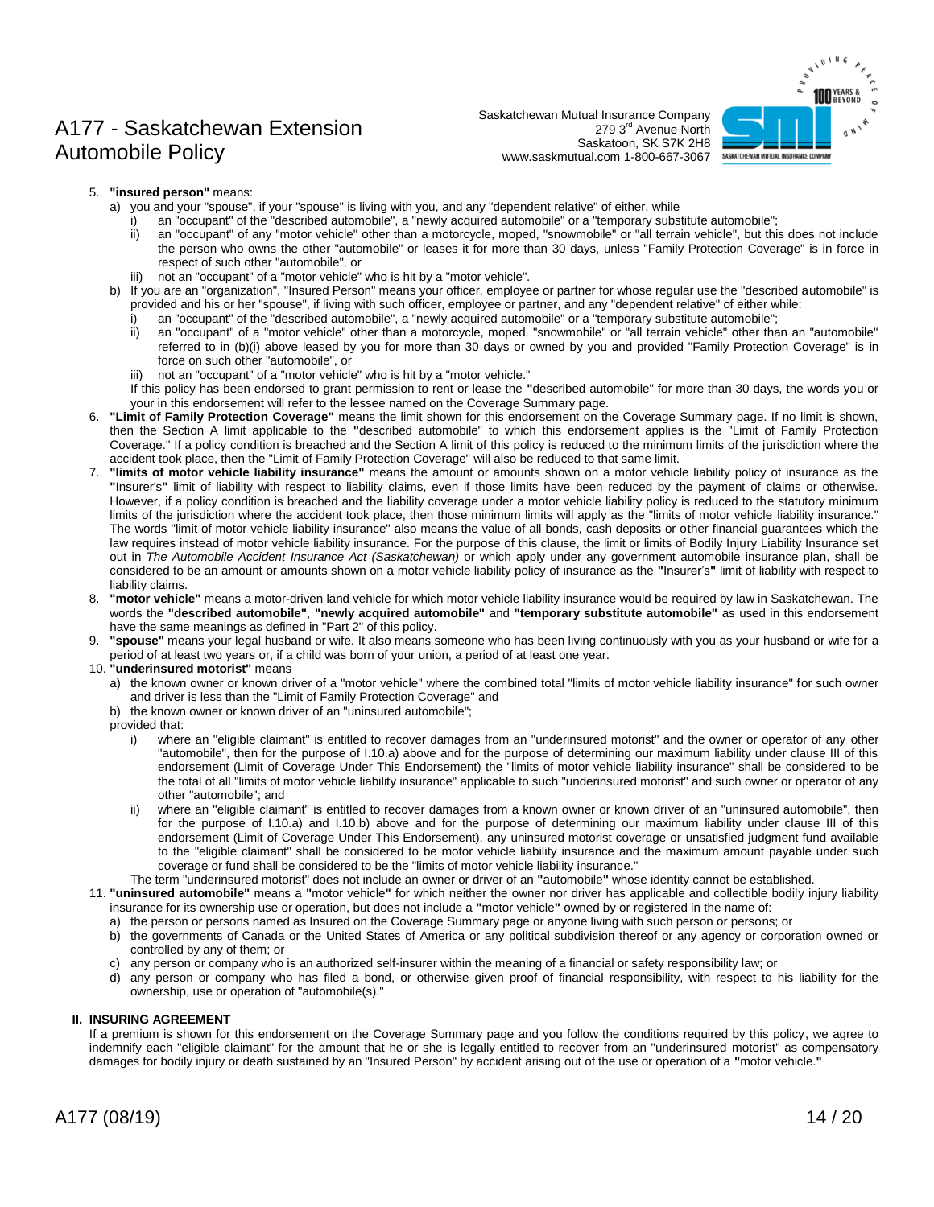5. **"insured person"** means:
   a) you and your "spouse", if your "spouse" is living with you, and any "dependent relative" of either, while
      i) an "occupant" of the "described automobile", a "newly acquired automobile" or a "temporary substitute automobile";
      ii) an "occupant" of any "motor vehicle" other than a motorcycle, moped, "snowmobile" or "all terrain vehicle", but this does not include the person who owns the other "automobile" or leases it for more than 30 days, unless "Family Protection Coverage" is in force in respect of such other "automobile", or
      iii) not an "occupant" of a "motor vehicle" who is hit by a "motor vehicle".
   b) If you are an "organization", "Insured Person" means your officer, employee or partner for whose regular use the "described automobile" is provided and his or her "spouse", if living with such officer, employee or partner, and any "dependent relative" of either while:
      i) an "occupant" of the "described automobile", a "newly acquired automobile" or a "temporary substitute automobile";
      ii) an "occupant" of a "motor vehicle" other than a motorcycle, moped, "snowmobile" or "all terrain vehicle" other than an "automobile" referred to in (b)(i) above leased by you for more than 30 days or owned by you and provided "Family Protection Coverage" is in force on such other "automobile", or
      iii) not an "occupant" of a "motor vehicle" who is hit by a "motor vehicle."

   If this policy has been endorsed to grant permission to rent or lease the **"**described automobile" for more than 30 days, the words you or your in this endorsement will refer to the lessee named on the Coverage Summary page.
6. **"Limit of Family Protection Coverage"** means the limit shown for this endorsement on the Coverage Summary page. If no limit is shown, then the Section A limit applicable to the **"**described automobile" to which this endorsement applies is the "Limit of Family Protection Coverage." If a policy condition is breached and the Section A limit of this policy is reduced to the minimum limits of the jurisdiction where the accident took place, then the "Limit of Family Protection Coverage" will also be reduced to that same limit.
7. **"limits of motor vehicle liability insurance"** means the amount or amounts shown on a motor vehicle liability policy of insurance as the **"**Insurer's**"** limit of liability with respect to liability claims, even if those limits have been reduced by the payment of claims or otherwise. However, if a policy condition is breached and the liability coverage under a motor vehicle liability policy is reduced to the statutory minimum limits of the jurisdiction where the accident took place, then those minimum limits will apply as the "limits of motor vehicle liability insurance." The words "limit of motor vehicle liability insurance" also means the value of all bonds, cash deposits or other financial guarantees which the law requires instead of motor vehicle liability insurance. For the purpose of this clause, the limit or limits of Bodily Injury Liability Insurance set out in *The Automobile Accident Insurance Act (Saskatchewan)* or which apply under any government automobile insurance plan, shall be considered to be an amount or amounts shown on a motor vehicle liability policy of insurance as the **"**Insurer's**"** limit of liability with respect to liability claims.
8. **"motor vehicle"** means a motor-driven land vehicle for which motor vehicle liability insurance would be required by law in Saskatchewan. The words the **"described automobile"**, **"newly acquired automobile"** and **"temporary substitute automobile"** as used in this endorsement have the same meanings as defined in "Part 2" of this policy.
9. **"spouse"** means your legal husband or wife. It also means someone who has been living continuously with you as your husband or wife for a period of at least two years or, if a child was born of your union, a period of at least one year.
10. **"underinsured motorist"** means
    a) the known owner or known driver of a "motor vehicle" where the combined total "limits of motor vehicle liability insurance" for such owner and driver is less than the "Limit of Family Protection Coverage" and
    b) the known owner or known driver of an "uninsured automobile";

    provided that:
      i) where an "eligible claimant" is entitled to recover damages from an "underinsured motorist" and the owner or operator of any other "automobile", then for the purpose of I.10.a) above and for the purpose of determining our maximum liability under clause III of this endorsement (Limit of Coverage Under This Endorsement) the "limits of motor vehicle liability insurance" shall be considered to be the total of all "limits of motor vehicle liability insurance" applicable to such "underinsured motorist" and such owner or operator of any other "automobile"; and
      ii) where an "eligible claimant" is entitled to recover damages from a known owner or known driver of an "uninsured automobile", then for the purpose of I.10.a) and I.10.b) above and for the purpose of determining our maximum liability under clause III of this endorsement (Limit of Coverage Under This Endorsement), any uninsured motorist coverage or unsatisfied judgment fund available to the "eligible claimant" shall be considered to be motor vehicle liability insurance and the maximum amount payable under such coverage or fund shall be considered to be the "limits of motor vehicle liability insurance."

    The term "underinsured motorist" does not include an owner or driver of an **"**automobile**"** whose identity cannot be established.
11. **"uninsured automobile"** means a **"**motor vehicle**"** for which neither the owner nor driver has applicable and collectible bodily injury liability insurance for its ownership use or operation, but does not include a **"**motor vehicle**"** owned by or registered in the name of:
    a) the person or persons named as Insured on the Coverage Summary page or anyone living with such person or persons; or
    b) the governments of Canada or the United States of America or any political subdivision thereof or any agency or corporation owned or controlled by any of them; or
    c) any person or company who is an authorized self-insurer within the meaning of a financial or safety responsibility law; or
    d) any person or company who has filed a bond, or otherwise given proof of financial responsibility, with respect to his liability for the ownership, use or operation of "automobile(s)."

#### II. INSURING AGREEMENT

If a premium is shown for this endorsement on the Coverage Summary page and you follow the conditions required by this policy, we agree to indemnify each "eligible claimant" for the amount that he or she is legally entitled to recover from an "underinsured motorist" as compensatory damages for bodily injury or death sustained by an "Insured Person" by accident arising out of the use or operation of a **"**motor vehicle.**"**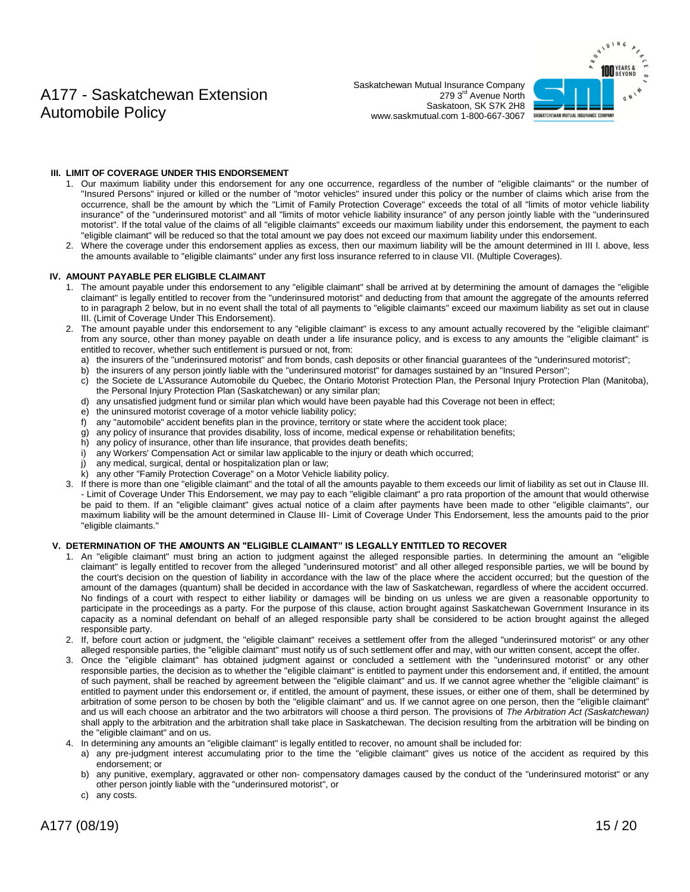### III. LIMIT OF COVERAGE UNDER THIS ENDORSEMENT

1. Our maximum liability under this endorsement for any one occurrence, regardless of the number of "eligible claimants" or the number of "Insured Persons" injured or killed or the number of "motor vehicles" insured under this policy or the number of claims which arise from the occurrence, shall be the amount by which the "Limit of Family Protection Coverage" exceeds the total of all "limits of motor vehicle liability insurance" of the "underinsured motorist" and all "limits of motor vehicle liability insurance" of any person jointly liable with the "underinsured motorist". If the total value of the claims of all "eligible claimants" exceeds our maximum liability under this endorsement, the payment to each "eligible claimant" will be reduced so that the total amount we pay does not exceed our maximum liability under this endorsement.
2. Where the coverage under this endorsement applies as excess, then our maximum liability will be the amount determined in III l. above, less the amounts available to "eligible claimants" under any first loss insurance referred to in clause VII. (Multiple Coverages).

### IV. AMOUNT PAYABLE PER ELIGIBLE CLAIMANT

1. The amount payable under this endorsement to any "eligible claimant" shall be arrived at by determining the amount of damages the "eligible claimant" is legally entitled to recover from the "underinsured motorist" and deducting from that amount the aggregate of the amounts referred to in paragraph 2 below, but in no event shall the total of all payments to "eligible claimants" exceed our maximum liability as set out in clause III. (Limit of Coverage Under This Endorsement).
2. The amount payable under this endorsement to any "eligible claimant" is excess to any amount actually recovered by the "eligible claimant" from any source, other than money payable on death under a life insurance policy, and is excess to any amounts the "eligible claimant" is entitled to recover, whether such entitlement is pursued or not, from:
   a) the insurers of the "underinsured motorist" and from bonds, cash deposits or other financial guarantees of the "underinsured motorist";
   b) the insurers of any person jointly liable with the "underinsured motorist" for damages sustained by an "Insured Person";
   c) the Societe de L'Assurance Automobile du Quebec, the Ontario Motorist Protection Plan, the Personal Injury Protection Plan (Manitoba), the Personal Injury Protection Plan (Saskatchewan) or any similar plan;
   d) any unsatisfied judgment fund or similar plan which would have been payable had this Coverage not been in effect;
   e) the uninsured motorist coverage of a motor vehicle liability policy;
   f) any "automobile" accident benefits plan in the province, territory or state where the accident took place;
   g) any policy of insurance that provides disability, loss of income, medical expense or rehabilitation benefits;
   h) any policy of insurance, other than life insurance, that provides death benefits;
   i) any Workers' Compensation Act or similar law applicable to the injury or death which occurred;
   j) any medical, surgical, dental or hospitalization plan or law;
   k) any other "Family Protection Coverage" on a Motor Vehicle liability policy.
3. If there is more than one "eligible claimant" and the total of all the amounts payable to them exceeds our limit of liability as set out in Clause III. - Limit of Coverage Under This Endorsement, we may pay to each "eligible claimant" a pro rata proportion of the amount that would otherwise be paid to them. If an "eligible claimant" gives actual notice of a claim after payments have been made to other "eligible claimants", our maximum liability will be the amount determined in Clause III- Limit of Coverage Under This Endorsement, less the amounts paid to the prior "eligible claimants."

### V. DETERMINATION OF THE AMOUNTS AN "ELIGIBLE CLAIMANT" IS LEGALLY ENTITLED TO RECOVER

1. An "eligible claimant" must bring an action to judgment against the alleged responsible parties. In determining the amount an "eligible claimant" is legally entitled to recover from the alleged "underinsured motorist" and all other alleged responsible parties, we will be bound by the court's decision on the question of liability in accordance with the law of the place where the accident occurred; but the question of the amount of the damages (quantum) shall be decided in accordance with the law of Saskatchewan, regardless of where the accident occurred. No findings of a court with respect to either liability or damages will be binding on us unless we are given a reasonable opportunity to participate in the proceedings as a party. For the purpose of this clause, action brought against Saskatchewan Government Insurance in its capacity as a nominal defendant on behalf of an alleged responsible party shall be considered to be action brought against the alleged responsible party.
2. If, before court action or judgment, the "eligible claimant" receives a settlement offer from the alleged "underinsured motorist" or any other alleged responsible parties, the "eligible claimant" must notify us of such settlement offer and may, with our written consent, accept the offer.
3. Once the "eligible claimant" has obtained judgment against or concluded a settlement with the "underinsured motorist" or any other responsible parties, the decision as to whether the "eligible claimant" is entitled to payment under this endorsement and, if entitled, the amount of such payment, shall be reached by agreement between the "eligible claimant" and us. If we cannot agree whether the "eligible claimant" is entitled to payment under this endorsement or, if entitled, the amount of payment, these issues, or either one of them, shall be determined by arbitration of some person to be chosen by both the "eligible claimant" and us. If we cannot agree on one person, then the "eligible claimant" and us will each choose an arbitrator and the two arbitrators will choose a third person. The provisions of *The Arbitration Act (Saskatchewan)* shall apply to the arbitration and the arbitration shall take place in Saskatchewan. The decision resulting from the arbitration will be binding on the "eligible claimant" and on us.
4. In determining any amounts an "eligible claimant" is legally entitled to recover, no amount shall be included for:
   a) any pre-judgment interest accumulating prior to the time the "eligible claimant" gives us notice of the accident as required by this endorsement; or
   b) any punitive, exemplary, aggravated or other non- compensatory damages caused by the conduct of the "underinsured motorist" or any other person jointly liable with the "underinsured motorist", or
   c) any costs.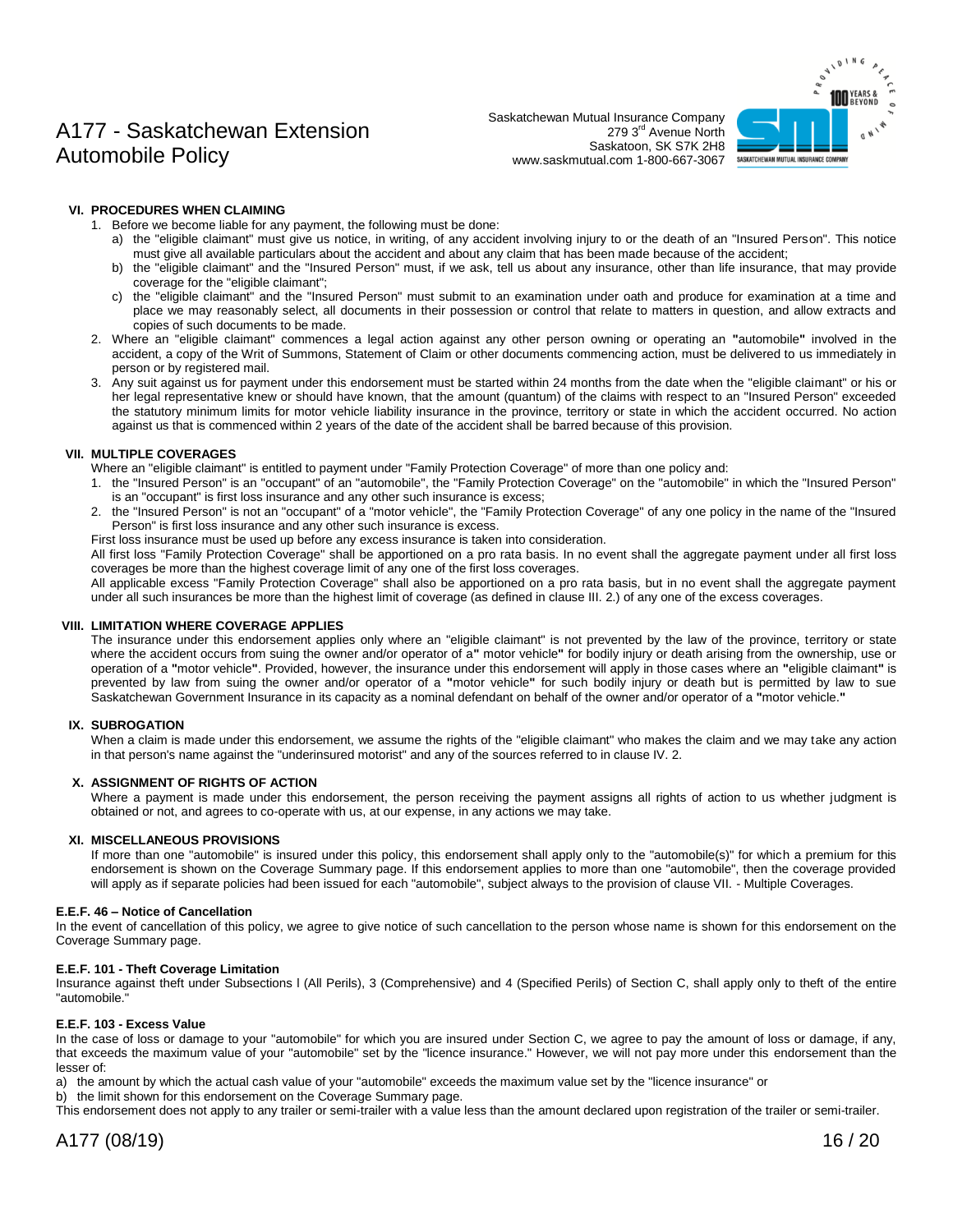### VI. PROCEDURES WHEN CLAIMING

1. Before we become liable for any payment, the following must be done:
   a) the "eligible claimant" must give us notice, in writing, of any accident involving injury to or the death of an "Insured Person". This notice must give all available particulars about the accident and about any claim that has been made because of the accident;
   b) the "eligible claimant" and the "Insured Person" must, if we ask, tell us about any insurance, other than life insurance, that may provide coverage for the "eligible claimant";
   c) the "eligible claimant" and the "Insured Person" must submit to an examination under oath and produce for examination at a time and place we may reasonably select, all documents in their possession or control that relate to matters in question, and allow extracts and copies of such documents to be made.
2. Where an "eligible claimant" commences a legal action against any other person owning or operating an **"**automobile**"** involved in the accident, a copy of the Writ of Summons, Statement of Claim or other documents commencing action, must be delivered to us immediately in person or by registered mail.
3. Any suit against us for payment under this endorsement must be started within 24 months from the date when the "eligible claimant" or his or her legal representative knew or should have known, that the amount (quantum) of the claims with respect to an "Insured Person" exceeded the statutory minimum limits for motor vehicle liability insurance in the province, territory or state in which the accident occurred. No action against us that is commenced within 2 years of the date of the accident shall be barred because of this provision.

### VII. MULTIPLE COVERAGES

Where an "eligible claimant" is entitled to payment under "Family Protection Coverage" of more than one policy and:

1. the "Insured Person" is an "occupant" of an "automobile", the "Family Protection Coverage" on the "automobile" in which the "Insured Person" is an "occupant" is first loss insurance and any other such insurance is excess;
2. the "Insured Person" is not an "occupant" of a "motor vehicle", the "Family Protection Coverage" of any one policy in the name of the "Insured Person" is first loss insurance and any other such insurance is excess.

First loss insurance must be used up before any excess insurance is taken into consideration.

All first loss "Family Protection Coverage" shall be apportioned on a pro rata basis. In no event shall the aggregate payment under all first loss coverages be more than the highest coverage limit of any one of the first loss coverages.

All applicable excess "Family Protection Coverage" shall also be apportioned on a pro rata basis, but in no event shall the aggregate payment under all such insurances be more than the highest limit of coverage (as defined in clause III. 2.) of any one of the excess coverages.

### VIII. LIMITATION WHERE COVERAGE APPLIES

The insurance under this endorsement applies only where an "eligible claimant" is not prevented by the law of the province, territory or state where the accident occurs from suing the owner and/or operator of a**"** motor vehicle**"** for bodily injury or death arising from the ownership, use or operation of a **"**motor vehicle**"**. Provided, however, the insurance under this endorsement will apply in those cases where an **"**eligible claimant**"** is prevented by law from suing the owner and/or operator of a **"**motor vehicle**"** for such bodily injury or death but is permitted by law to sue Saskatchewan Government Insurance in its capacity as a nominal defendant on behalf of the owner and/or operator of a **"**motor vehicle.**"**

### IX. SUBROGATION

When a claim is made under this endorsement, we assume the rights of the "eligible claimant" who makes the claim and we may take any action in that person's name against the "underinsured motorist" and any of the sources referred to in clause IV. 2.

### X. ASSIGNMENT OF RIGHTS OF ACTION

Where a payment is made under this endorsement, the person receiving the payment assigns all rights of action to us whether judgment is obtained or not, and agrees to co-operate with us, at our expense, in any actions we may take.

### XI. MISCELLANEOUS PROVISIONS

If more than one "automobile" is insured under this policy, this endorsement shall apply only to the "automobile(s)" for which a premium for this endorsement is shown on the Coverage Summary page. If this endorsement applies to more than one "automobile", then the coverage provided will apply as if separate policies had been issued for each "automobile", subject always to the provision of clause VII. - Multiple Coverages.

### E.E.F. 46 – Notice of Cancellation

In the event of cancellation of this policy, we agree to give notice of such cancellation to the person whose name is shown for this endorsement on the Coverage Summary page.

### E.E.F. 101 - Theft Coverage Limitation

Insurance against theft under Subsections l (All Perils), 3 (Comprehensive) and 4 (Specified Perils) of Section C, shall apply only to theft of the entire "automobile."

### E.E.F. 103 - Excess Value

In the case of loss or damage to your "automobile" for which you are insured under Section C, we agree to pay the amount of loss or damage, if any, that exceeds the maximum value of your "automobile" set by the "licence insurance." However, we will not pay more under this endorsement than the lesser of:

a) the amount by which the actual cash value of your "automobile" exceeds the maximum value set by the "licence insurance" or
b) the limit shown for this endorsement on the Coverage Summary page.

This endorsement does not apply to any trailer or semi-trailer with a value less than the amount declared upon registration of the trailer or semi-trailer.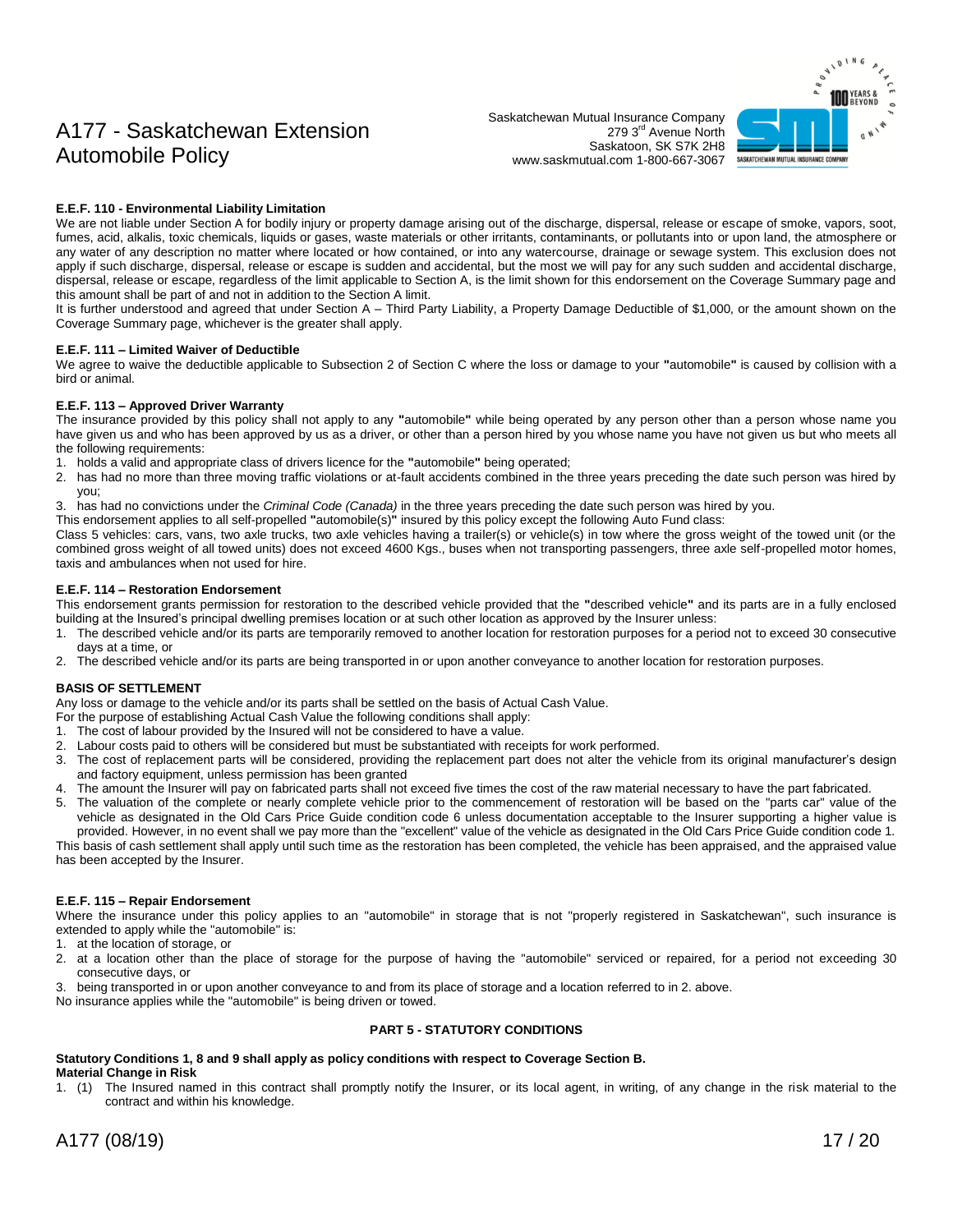#### E.E.F. 110 - Environmental Liability Limitation

We are not liable under Section A for bodily injury or property damage arising out of the discharge, dispersal, release or escape of smoke, vapors, soot, fumes, acid, alkalis, toxic chemicals, liquids or gases, waste materials or other irritants, contaminants, or pollutants into or upon land, the atmosphere or any water of any description no matter where located or how contained, or into any watercourse, drainage or sewage system. This exclusion does not apply if such discharge, dispersal, release or escape is sudden and accidental, but the most we will pay for any such sudden and accidental discharge, dispersal, release or escape, regardless of the limit applicable to Section A, is the limit shown for this endorsement on the Coverage Summary page and this amount shall be part of and not in addition to the Section A limit.

It is further understood and agreed that under Section A – Third Party Liability, a Property Damage Deductible of $1,000, or the amount shown on the Coverage Summary page, whichever is the greater shall apply.

#### E.E.F. 111 – Limited Waiver of Deductible

We agree to waive the deductible applicable to Subsection 2 of Section C where the loss or damage to your **"**automobile**"** is caused by collision with a bird or animal.

#### E.E.F. 113 – Approved Driver Warranty

The insurance provided by this policy shall not apply to any **"**automobile**"** while being operated by any person other than a person whose name you have given us and who has been approved by us as a driver, or other than a person hired by you whose name you have not given us but who meets all the following requirements:

1. holds a valid and appropriate class of drivers licence for the **"**automobile**"** being operated;
2. has had no more than three moving traffic violations or at-fault accidents combined in the three years preceding the date such person was hired by you;
3. has had no convictions under the *Criminal Code (Canada)* in the three years preceding the date such person was hired by you.

This endorsement applies to all self-propelled **"**automobile(s)**"** insured by this policy except the following Auto Fund class:

Class 5 vehicles: cars, vans, two axle trucks, two axle vehicles having a trailer(s) or vehicle(s) in tow where the gross weight of the towed unit (or the combined gross weight of all towed units) does not exceed 4600 Kgs., buses when not transporting passengers, three axle self-propelled motor homes, taxis and ambulances when not used for hire.

#### E.E.F. 114 – Restoration Endorsement

This endorsement grants permission for restoration to the described vehicle provided that the **"**described vehicle**"** and its parts are in a fully enclosed building at the Insured's principal dwelling premises location or at such other location as approved by the Insurer unless:

1. The described vehicle and/or its parts are temporarily removed to another location for restoration purposes for a period not to exceed 30 consecutive days at a time, or
2. The described vehicle and/or its parts are being transported in or upon another conveyance to another location for restoration purposes.

#### BASIS OF SETTLEMENT

Any loss or damage to the vehicle and/or its parts shall be settled on the basis of Actual Cash Value.

For the purpose of establishing Actual Cash Value the following conditions shall apply:

1. The cost of labour provided by the Insured will not be considered to have a value.
2. Labour costs paid to others will be considered but must be substantiated with receipts for work performed.
3. The cost of replacement parts will be considered, providing the replacement part does not alter the vehicle from its original manufacturer's design and factory equipment, unless permission has been granted
4. The amount the Insurer will pay on fabricated parts shall not exceed five times the cost of the raw material necessary to have the part fabricated.
5. The valuation of the complete or nearly complete vehicle prior to the commencement of restoration will be based on the "parts car" value of the vehicle as designated in the Old Cars Price Guide condition code 6 unless documentation acceptable to the Insurer supporting a higher value is provided. However, in no event shall we pay more than the "excellent" value of the vehicle as designated in the Old Cars Price Guide condition code 1.

This basis of cash settlement shall apply until such time as the restoration has been completed, the vehicle has been appraised, and the appraised value has been accepted by the Insurer.

#### E.E.F. 115 – Repair Endorsement

Where the insurance under this policy applies to an "automobile" in storage that is not "properly registered in Saskatchewan", such insurance is extended to apply while the "automobile" is:

1. at the location of storage, or
2. at a location other than the place of storage for the purpose of having the "automobile" serviced or repaired, for a period not exceeding 30 consecutive days, or
3. being transported in or upon another conveyance to and from its place of storage and a location referred to in 2. above.

No insurance applies while the "automobile" is being driven or towed.

## PART 5 - STATUTORY CONDITIONS

**Statutory Conditions 1, 8 and 9 shall apply as policy conditions with respect to Coverage Section B.**

**Material Change in Risk**

1. (1) The Insured named in this contract shall promptly notify the Insurer, or its local agent, in writing, of any change in the risk material to the contract and within his knowledge.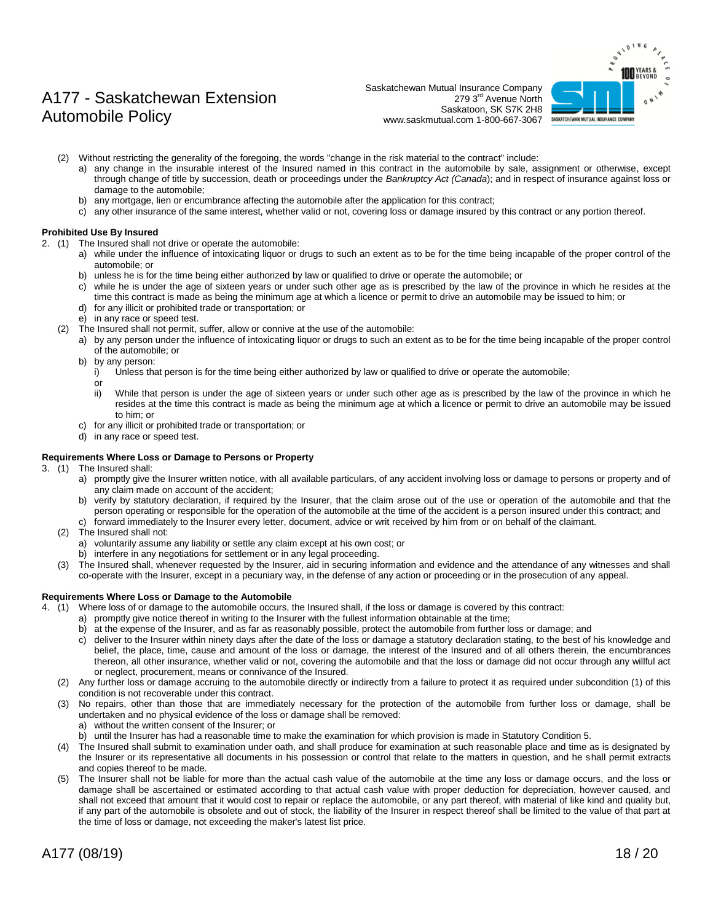(2) Without restricting the generality of the foregoing, the words "change in the risk material to the contract" include:

a) any change in the insurable interest of the Insured named in this contract in the automobile by sale, assignment or otherwise, except through change of title by succession, death or proceedings under the *Bankruptcy Act (Canada*); and in respect of insurance against loss or damage to the automobile;

b) any mortgage, lien or encumbrance affecting the automobile after the application for this contract;

c) any other insurance of the same interest, whether valid or not, covering loss or damage insured by this contract or any portion thereof.

**Prohibited Use By Insured**

2. (1) The Insured shall not drive or operate the automobile:

a) while under the influence of intoxicating liquor or drugs to such an extent as to be for the time being incapable of the proper control of the automobile; or

b) unless he is for the time being either authorized by law or qualified to drive or operate the automobile; or

c) while he is under the age of sixteen years or under such other age as is prescribed by the law of the province in which he resides at the time this contract is made as being the minimum age at which a licence or permit to drive an automobile may be issued to him; or

d) for any illicit or prohibited trade or transportation; or

e) in any race or speed test.

(2) The Insured shall not permit, suffer, allow or connive at the use of the automobile:

a) by any person under the influence of intoxicating liquor or drugs to such an extent as to be for the time being incapable of the proper control of the automobile; or

b) by any person:

i) Unless that person is for the time being either authorized by law or qualified to drive or operate the automobile;

or

ii) While that person is under the age of sixteen years or under such other age as is prescribed by the law of the province in which he resides at the time this contract is made as being the minimum age at which a licence or permit to drive an automobile may be issued to him; or

c) for any illicit or prohibited trade or transportation; or

d) in any race or speed test.

**Requirements Where Loss or Damage to Persons or Property**

3. (1) The Insured shall:

a) promptly give the Insurer written notice, with all available particulars, of any accident involving loss or damage to persons or property and of any claim made on account of the accident;

b) verify by statutory declaration, if required by the Insurer, that the claim arose out of the use or operation of the automobile and that the person operating or responsible for the operation of the automobile at the time of the accident is a person insured under this contract; and

c) forward immediately to the Insurer every letter, document, advice or writ received by him from or on behalf of the claimant.

(2) The Insured shall not:

a) voluntarily assume any liability or settle any claim except at his own cost; or

b) interfere in any negotiations for settlement or in any legal proceeding.

(3) The Insured shall, whenever requested by the Insurer, aid in securing information and evidence and the attendance of any witnesses and shall co-operate with the Insurer, except in a pecuniary way, in the defense of any action or proceeding or in the prosecution of any appeal.

**Requirements Where Loss or Damage to the Automobile**

4. (1) Where loss of or damage to the automobile occurs, the Insured shall, if the loss or damage is covered by this contract:

a) promptly give notice thereof in writing to the Insurer with the fullest information obtainable at the time;

b) at the expense of the Insurer, and as far as reasonably possible, protect the automobile from further loss or damage; and

c) deliver to the Insurer within ninety days after the date of the loss or damage a statutory declaration stating, to the best of his knowledge and belief, the place, time, cause and amount of the loss or damage, the interest of the Insured and of all others therein, the encumbrances thereon, all other insurance, whether valid or not, covering the automobile and that the loss or damage did not occur through any willful act or neglect, procurement, means or connivance of the Insured.

(2) Any further loss or damage accruing to the automobile directly or indirectly from a failure to protect it as required under subcondition (1) of this condition is not recoverable under this contract.

(3) No repairs, other than those that are immediately necessary for the protection of the automobile from further loss or damage, shall be undertaken and no physical evidence of the loss or damage shall be removed:

a) without the written consent of the Insurer; or

b) until the Insurer has had a reasonable time to make the examination for which provision is made in Statutory Condition 5.

(4) The Insured shall submit to examination under oath, and shall produce for examination at such reasonable place and time as is designated by the Insurer or its representative all documents in his possession or control that relate to the matters in question, and he shall permit extracts and copies thereof to be made.

(5) The Insurer shall not be liable for more than the actual cash value of the automobile at the time any loss or damage occurs, and the loss or damage shall be ascertained or estimated according to that actual cash value with proper deduction for depreciation, however caused, and shall not exceed that amount that it would cost to repair or replace the automobile, or any part thereof, with material of like kind and quality but, if any part of the automobile is obsolete and out of stock, the liability of the Insurer in respect thereof shall be limited to the value of that part at the time of loss or damage, not exceeding the maker's latest list price.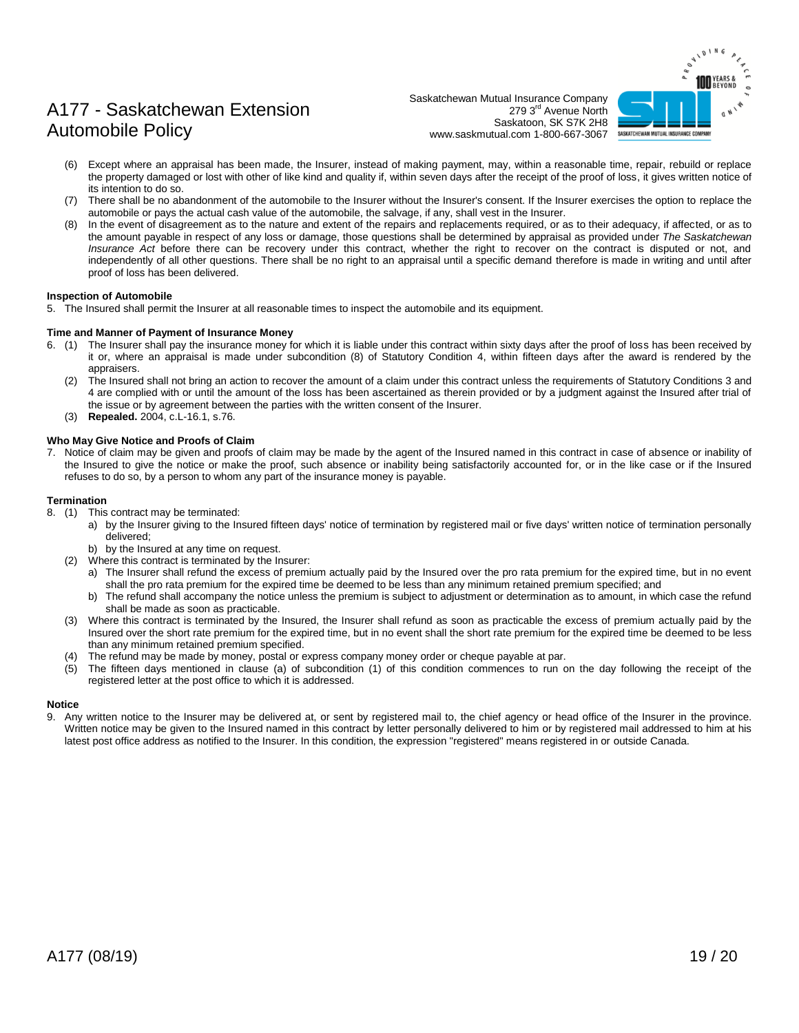(6) Except where an appraisal has been made, the Insurer, instead of making payment, may, within a reasonable time, repair, rebuild or replace the property damaged or lost with other of like kind and quality if, within seven days after the receipt of the proof of loss, it gives written notice of its intention to do so.

(7) There shall be no abandonment of the automobile to the Insurer without the Insurer's consent. If the Insurer exercises the option to replace the automobile or pays the actual cash value of the automobile, the salvage, if any, shall vest in the Insurer.

(8) In the event of disagreement as to the nature and extent of the repairs and replacements required, or as to their adequacy, if affected, or as to the amount payable in respect of any loss or damage, those questions shall be determined by appraisal as provided under *The Saskatchewan Insurance Act* before there can be recovery under this contract, whether the right to recover on the contract is disputed or not, and independently of all other questions. There shall be no right to an appraisal until a specific demand therefore is made in writing and until after proof of loss has been delivered.

**Inspection of Automobile**

5. The Insured shall permit the Insurer at all reasonable times to inspect the automobile and its equipment.

**Time and Manner of Payment of Insurance Money**

6. (1) The Insurer shall pay the insurance money for which it is liable under this contract within sixty days after the proof of loss has been received by it or, where an appraisal is made under subcondition (8) of Statutory Condition 4, within fifteen days after the award is rendered by the appraisers.

   (2) The Insured shall not bring an action to recover the amount of a claim under this contract unless the requirements of Statutory Conditions 3 and 4 are complied with or until the amount of the loss has been ascertained as therein provided or by a judgment against the Insured after trial of the issue or by agreement between the parties with the written consent of the Insurer.

   (3) **Repealed.** 2004, c.L-16.1, s.76.

**Who May Give Notice and Proofs of Claim**

7. Notice of claim may be given and proofs of claim may be made by the agent of the Insured named in this contract in case of absence or inability of the Insured to give the notice or make the proof, such absence or inability being satisfactorily accounted for, or in the like case or if the Insured refuses to do so, by a person to whom any part of the insurance money is payable.

**Termination**

8. (1) This contract may be terminated:
   - a) by the Insurer giving to the Insured fifteen days' notice of termination by registered mail or five days' written notice of termination personally delivered;
   - b) by the Insured at any time on request.

   (2) Where this contract is terminated by the Insurer:
   - a) The Insurer shall refund the excess of premium actually paid by the Insured over the pro rata premium for the expired time, but in no event shall the pro rata premium for the expired time be deemed to be less than any minimum retained premium specified; and
   - b) The refund shall accompany the notice unless the premium is subject to adjustment or determination as to amount, in which case the refund shall be made as soon as practicable.

   (3) Where this contract is terminated by the Insured, the Insurer shall refund as soon as practicable the excess of premium actually paid by the Insured over the short rate premium for the expired time, but in no event shall the short rate premium for the expired time be deemed to be less than any minimum retained premium specified.

   (4) The refund may be made by money, postal or express company money order or cheque payable at par.

   (5) The fifteen days mentioned in clause (a) of subcondition (1) of this condition commences to run on the day following the receipt of the registered letter at the post office to which it is addressed.

**Notice**

9. Any written notice to the Insurer may be delivered at, or sent by registered mail to, the chief agency or head office of the Insurer in the province. Written notice may be given to the Insured named in this contract by letter personally delivered to him or by registered mail addressed to him at his latest post office address as notified to the Insurer. In this condition, the expression "registered" means registered in or outside Canada.